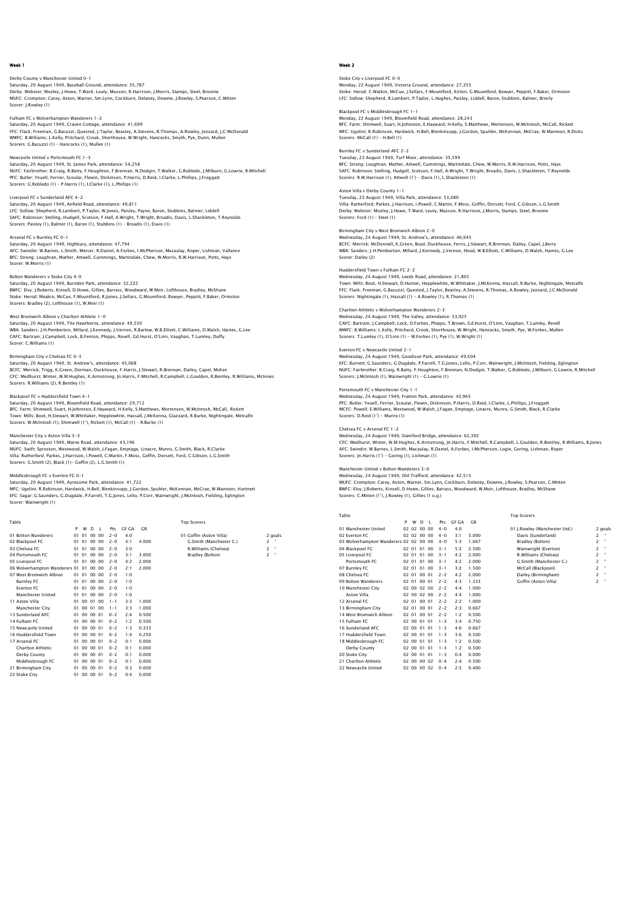## Week 1

Derby County v Manchester United 0-1
Saturday, 20 August 1949, Baseball Ground, attendance: 35,787
Derby: Webster; Mozley, J.Howe, T.Ward, Leuty, Musson, R.Harrison, J.Morris, Stamps, Steel, Broome
MUFC: Crompton; Carey, Aston, Warner, Sm.Lynn, Cockburn, Delaney, Downie, J.Rowley, S.Pearson, C.Mitten
Scorer: J.Rowley (1)

Fulham FC v Wolverhampton Wanderers 1-2
Saturday, 20 August 1949, Craven Cottage, attendance: 41,699
FFC: Flack; Freeman, G.Bacuzzi, Quested, J.Taylor, Beasley, A.Stevens, R.Thomas, A.Rowley, Jezzard, J.C.McDonald
WWFC: B.Williams; L.Kelly, Pritchard, Crook, Shorthouse, W.Wright, Hancocks, Smyth, Pye, Dunn, Mullen
Scorers: G.Bacuzzi (1) – Hancocks (1), Mullen (1)

Newcastle United v Portsmouth FC 1-3
Saturday, 20 August 1949, St. James Park, attendance: 54,258
NUFC: Fairbrother; B.Craig, R.Batty, F.Houghton, F.Brennan, N.Dodgin, T.Walker, G.Robledo, J.Milburn, G.Lowrie, R.Mitchell
PFC: Butler; Yeuell, Ferrier, Scoular, Flewin, Dickinson, P.Harris, D.Reid, I.Clarke, L.Phillips, J.Froggatt
Scorers: G.Robledo (1) – P.Harris (1), I.Clarke (1), L.Phillips (1)

Liverpool FC v Sunderland AFC 4-2
Saturday, 20 August 1949, Anfield Road, attendance: 49,811
LFC: Sidlow; Shepherd, R.Lambert, P.Taylor, W.Jones, Paisley, Payne, Baron, Stubbins, Balmer, Liddell
SAFC: Robinson; Stelling, Hudgell, Scotson, F.Hall, A.Wright, T.Wright, Broadis, Davis, L.Shackleton, T.Reynolds
Scorers: Paisley (1), Balmer (1), Baron (1), Stubbins (1) – Broadis (1), Davis (1)

Arsenal FC v Burnley FC 0-1
Saturday, 20 August 1949, Highbury, attendance: 47,794
AFC: Swindin; W.Barnes, L.Smith, Mercer, R.Daniel, A.Forbes, I.McPherson, Macaulay, Roper, Lishman, Vallance
BFC: Strong; Loughran, Mather, Attwell, Cummings, Martindale, Chew, W.Morris, R.W.Harrison, Potts, Hays
Scorer: W.Morris (1)

Bolton Wanderers v Stoke City 4-0
Saturday, 20 August 1949, Burnden Park, attendance: 32,222
BWFC: Elvy; J.Roberts, Kinsell, D.Howe, Gillies, Barrass, Woodward, W.Moir, Lofthouse, Bradley, McShane
Stoke: Herod; Meakin, McCue, F.Mountford, R.Jones, J.Sellars, G.Mountford, Bowyer, Peppitt, F.Baker, Ormston
Scorers: Bradley (2), Lofthouse (1), W.Moir (1)

West Bromwich Albion v Charlton Athletic 1-0
Saturday, 20 August 1949, The Hawthorns, attendance: 49,530
WBA: Sanders; J.H.Pemberton, Millard, J.Kennedy, J.Vernon, R.Barlow, W.B.Elliott, C.Williams, D.Walsh, Haines, G.Lee
CAFC: Bartram; J.Campbell, Lock, B.Fenton, Phipps, Revell, Gd.Hurst, O'Linn, Vaughan, T.Lumley, Duffy
Scorer: C.Williams (1)

Birmingham City v Chelsea FC 0-3
Saturday, 20 August 1949, St. Andrew's, attendance: 45,068
BCFC: Merrick; Trigg, K.Green, Dorman, Duckhouse, F.Harris, J.Stewart, R.Brennan, Dailey, Capel, McKee
CFC: Medhurst; Winter, W.M.Hughes, K.Armstrong, Jn.Harris, F.Mitchell, R.Campbell, L.Goulden, R.Bentley, R.Williams, McInnes
Scorers: R.Williams (2), R.Bentley (1)

Blackpool FC v Huddersfield Town 4-1
Saturday, 20 August 1949, Bloomfield Road, attendance: 29,712
BFC: Farm; Shimwell, Suart, H.Johnston, E.Hayward, H.Kelly, S.Matthews, Mortensen, W.McIntosh, McCall, Rickett
Town: Mills; Boot, H.Stewart, W.Whittaker, Hepplewhite, Hassall, J.McKenna, Glazzard, R.Burke, Nightingale, Metcalfe
Scorers: W.McIntosh (1), Shimwell (1'), Rickett (1), McCall (1) – R.Burke (1)

Manchester City v Aston Villa 3-3
Saturday, 20 August 1949, Maine Road, attendance: 43,196
MUFC: Swift; Sproston, Westwood, W.Walsh, J.Fagan, Emptage, Linacre, Munro, G.Smith, Black, R.Clarke
Villa: Rutherford; Parkes, J.Harrison, I.Powell, C.Martin, F.Moss, Goffin, Dorsett, Ford, C.Gibson, L.G.Smith
Scorers: G.Smith (2), Black (1)– Goffin (2), L.G.Smith (1)

Middlesbrough FC v Everton FC 0-1
Saturday, 20 August 1949, Ayresome Park, attendance: 41,722
MFC: Ugolini; R.Robinson, Hardwick, H.Bell, Blenkinsopp, J.Gordon, Spuhler, McKennan, McCrae, W.Mannion, Hartnett
EFC: Sagar; G.Saunders, G.Dugdale, P.Farrell, T.G.Jones, Lello, P.Corr, Wainwright, J.McIntosh, Fielding, Eglington
Scorer: Wainwright (1)

Table

| | P | W | D | L | Pts | GF GA | GR |
|---|---|---|---|---|---|---|---|
| 01 Bolton Wanderers | 01 | 01 | 00 | 00 | 2–0 | 4:0 | |
| 02 Blackpool FC | 01 | 01 | 00 | 00 | 2–0 | 4:1 | 4.000 |
| 03 Chelsea FC | 01 | 01 | 00 | 00 | 2–0 | 3:0 | |
| 04 Portsmouth FC | 01 | 01 | 00 | 00 | 2–0 | 3:1 | 3.000 |
| 05 Liverpool FC | 01 | 01 | 00 | 00 | 2–0 | 4:2 | 2.000 |
| 06 Wolverhampton Wanderers | 01 | 01 | 00 | 00 | 2–0 | 2:1 | 2.000 |
| 07 West Bromwich Albion | 01 | 01 | 00 | 00 | 2–0 | 1:0 | |
| Burnley FC | 01 | 01 | 00 | 00 | 2–0 | 1:0 | |
| Everton FC | 01 | 01 | 00 | 00 | 2–0 | 1:0 | |
| Manchester United | 01 | 01 | 00 | 00 | 2–0 | 1:0 | |
| 11 Aston Villa | 01 | 00 | 01 | 00 | 1–1 | 3:3 | 1.000 |
| Manchester City | 01 | 00 | 01 | 00 | 1–1 | 3:3 | 1.000 |
| 13 Sunderland AFC | 01 | 00 | 00 | 01 | 0–2 | 2:4 | 0.500 |
| 14 Fulham FC | 01 | 00 | 00 | 01 | 0–2 | 1:2 | 0.500 |
| 15 Newcastle United | 01 | 00 | 00 | 01 | 0–2 | 1:3 | 0.333 |
| 16 Huddersfield Town | 01 | 00 | 00 | 01 | 0–2 | 1:4 | 0.250 |
| 17 Arsenal FC | 01 | 00 | 00 | 01 | 0–2 | 0:1 | 0.000 |
| Charlton Athletic | 01 | 00 | 00 | 01 | 0–2 | 0:1 | 0.000 |
| Derby County | 01 | 00 | 00 | 01 | 0–2 | 0:1 | 0.000 |
| Middlesbrough FC | 01 | 00 | 00 | 01 | 0–2 | 0:1 | 0.000 |
| 21 Birmingham City | 01 | 00 | 00 | 01 | 0–2 | 0:3 | 0.000 |
| 22 Stoke City | 01 | 00 | 00 | 01 | 0–2 | 0:4 | 0.000 |

Top Scorers

| | |
|---|---|
| 01 Goffin (Aston Villa) | 2 goals |
| G.Smith (Manchester C.) | 2 " |
| R.Williams (Chelsea) | 2 " |
| Bradley (Bolton) | 2 " |

## Week 2

Stoke City v Liverpool FC 0-0
Monday, 22 August 1949, Victoria Ground, attendance: 27,255
Stoke: Herod; C.Watkin, McCue, J.Sellars, F.Mountford, Kirton, G.Mountford, Bowyer, Peppitt, F.Baker, Ormston
LFC: Sidlow; Shepherd, R.Lambert, P.Taylor, L.Hughes, Paisley, Liddell, Baron, Stubbins, Balmer, Brierly

Blackpool FC v Middlesbrough FC 1-1
Monday, 22 August 1949, Bloomfield Road, attendance: 28,243
BFC: Farm; Shimwell, Suart, H.Johnston, E.Hayward, H.Kelly, S.Matthews, Mortensen, W.McIntosh, McCall, Rickett
MFC: Ugolini; R.Robinson, Hardwick, H.Bell, Blenkinsopp, J.Gordon, Spuhler, McKennan, McCrae, W.Mannion, R.Dicks
Scorers: McCall (1) – H.Bell (1)

Burnley FC v Sunderland AFC 2-2
Tuesday, 23 August 1949, Turf Moor, attendance: 35,599
BFC: Strong; Loughran, Mather, Attwell, Cummings, Martindale, Chew, W.Morris, R.W.Harrison, Potts, Hays
SAFC: Robinson; Stelling, Hudgell, Scotson, F.Hall, A.Wright, T.Wright, Broadis, Davis, L.Shackleton, T.Reynolds
Scorers: R.W.Harrison (1), Attwell (1') – Davis (1), L.Shackleton (1)

Aston Villa v Derby County 1-1
Tuesday, 23 August 1949, Villa Park, attendance: 53,080
Villa: Rutherford; Parkes, J.Harrison, I.Powell, C.Martin, F.Moss, Goffin, Dorsett, Ford, C.Gibson, L.G.Smith
Derby: Webster; Mozley, J.Howe, T.Ward, Leuty, Musson, R.Harrison, J.Morris, Stamps, Steel, Broome
Scorers: Ford (1) – Steel (1)

Birmingham City v West Bromwich Albion 2-0
Wednesday, 24 August 1949, St. Andrew's, attendance: 46,945
BCFC: Merrick; McDonnell, K.Green, Boyd, Duckhouse, Ferris, J.Stewart, R.Brennan, Dailey, Capel, J.Berry
WBA: Sanders; J.H.Pemberton, Millard, J.Kennedy, J.Vernon, Hood, W.B.Elliott, C.Williams, D.Walsh, Haines, G.Lee
Scorer: Dailey (2)

Huddersfield Town v Fulham FC 2-2
Wednesday, 24 August 1949, Leeds Road, attendance: 21,805
Town: Mills; Boot, H.Stewart, D.Hunter, Hepplewhite, W.Whittaker, J.McKenna, Hassall, R.Burke, Nightingale, Metcalfe
FFC: Flack; Freeman, G.Bacuzzi, Quested, J.Taylor, Beasley, A.Stevens, R.Thomas, A.Rowley, Jezzard, J.C.McDonald
Scorers: Nightingale (1), Hassall (1) – A.Rowley (1), R.Thomas (1)

Charlton Athletic v Wolverhampton Wanderers 2-3
Wednesday, 24 August 1949, The Valley, attendance: 33,925
CAFC: Bartram; J.Campbell, Lock, D.Forbes, Phipps, T.Brown, Gd.Hurst, O'Linn, Vaughan, T.Lumley, Revell
WWFC: B.Williams; L.Kelly, Pritchard, Crook, Shorthouse, W.Wright, Hancocks, Smyth, Pye, W.Forbes, Mullen
Scorers: T.Lumley (1), O'Linn (1) – W.Forbes (1), Pye (1), W.Wright (1)

Everton FC v Newcastle United 2-1
Wednesday, 24 August 1949, Goodison Park, attendance: 49,504
EFC: Burnett; G.Saunders, G.Dugdale, P.Farrell, T.G.Jones, Lello, P.Corr, Wainwright, J.McIntosh, Fielding, Eglington
NUFC: Fairbrother; B.Craig, R.Batty, F.Houghton, F.Brennan, N.Dodgin, T.Walker, G.Robledo, J.Milburn, G.Lowrie, R.Mitchell
Scorers: J.McIntosh (1), Wainwright (1) – G.Lowrie (1)

Portsmouth FC v Manchester City 1-1
Wednesday, 24 August 1949, Fratton Park, attendance: 43,965
PFC: Butler; Yeuell, Ferrier, Scoular, Flewin, Dickinson, P.Harris, D.Reid, I.Clarke, L.Phillips, J.Froggatt
MCFC: Powell; E.Williams, Westwood, W.Walsh, J.Fagan, Emptage, Linacre, Munro, G.Smith, Black, R.Clarke
Scorers: D.Reid (1') – Munro (1)

Chelsea FC v Arsenal FC 1-2
Wednesday, 24 August 1949, Stamford Bridge, attendance: 62,392
CFC: Medhurst; Winter, W.M.Hughes, K.Armstrong, Jn.Harris, F.Mitchell, R.Campbell, L.Goulden, R.Bentley, R.Williams, B.Jones
AFC: Swindin; W.Barnes, L.Smith, Macaulay, R.Daniel, A.Forbes, I.McPherson, Logie, Goring, Lishman, Roper
Scorers: Jn.Harris (1') – Goring (1), Lishman (1)

Manchester United v Bolton Wanderers 3-0
Wednesday, 24 August 1949, Old Trafford, attendance: 42,515
MUFC: Crompton; Carey, Aston, Warner, Sm.Lynn, Cockburn, Delaney, Downie, J.Rowley, S.Pearson, C.Mitten
BWFC: Elvy; J.Roberts, Kinsell, D.Howe, Gillies, Barrass, Woodward, W.Moir, Lofthouse, Bradley, McShane
Scorers: C.Mitten (1'), J.Rowley (1), Gillies (1 o.g.)

Table

| | P | W | D | L | Pts | GF GA | GR |
|---|---|---|---|---|---|---|---|
| 01 Manchester United | 02 | 02 | 00 | 00 | 4–0 | 4:0 | |
| 02 Everton FC | 02 | 02 | 00 | 00 | 4–0 | 3:1 | 3.000 |
| 03 Wolverhampton Wanderers | 02 | 02 | 00 | 00 | 4–0 | 5:3 | 1.667 |
| 04 Blackpool FC | 02 | 01 | 01 | 00 | 3–1 | 5:2 | 2.500 |
| 05 Liverpool FC | 02 | 01 | 01 | 00 | 3–1 | 4:2 | 2.000 |
| Portsmouth FC | 02 | 01 | 01 | 00 | 3–1 | 4:2 | 2.000 |
| 07 Burnley FC | 02 | 01 | 01 | 00 | 3–1 | 3:2 | 1.500 |
| 08 Chelsea FC | 02 | 01 | 00 | 01 | 2–2 | 4:2 | 2.000 |
| 09 Bolton Wanderers | 02 | 01 | 00 | 01 | 2–2 | 4:3 | 1.333 |
| 10 Manchester City | 02 | 00 | 02 | 00 | 2–2 | 4:4 | 1.000 |
| Aston Villa | 02 | 00 | 02 | 00 | 2–2 | 4:4 | 1.000 |
| 12 Arsenal FC | 02 | 01 | 00 | 01 | 2–2 | 2:2 | 1.000 |
| 13 Birmingham City | 02 | 01 | 00 | 01 | 2–2 | 2:3 | 0.667 |
| 14 West Bromwich Albion | 02 | 01 | 00 | 01 | 2–2 | 1:2 | 0.500 |
| 15 Fulham FC | 02 | 00 | 01 | 01 | 1–3 | 3:4 | 0.750 |
| 16 Sunderland AFC | 02 | 00 | 01 | 01 | 1–3 | 4:6 | 0.667 |
| 17 Huddersfield Town | 02 | 00 | 01 | 01 | 1–3 | 3:6 | 0.500 |
| 18 Middlesbrough FC | 02 | 00 | 01 | 01 | 1–3 | 1:2 | 0.500 |
| Derby County | 02 | 00 | 01 | 01 | 1–3 | 1:2 | 0.500 |
| 20 Stoke City | 02 | 00 | 01 | 01 | 1–3 | 0:4 | 0.000 |
| 21 Charlton Athletic | 02 | 00 | 00 | 02 | 0–4 | 2:4 | 0.500 |
| 22 Newcastle United | 02 | 00 | 00 | 02 | 0–4 | 2:5 | 0.400 |

Top Scorers

| | |
|---|---|
| 01 J.Rowley (Manchester Utd.) | 2 goals |
| Davis (Sunderland) | 2 " |
| Bradley (Bolton) | 2 " |
| Wainwright (Everton) | 2 " |
| R.Williams (Chelsea) | 2 " |
| G.Smith (Manchester C.) | 2 " |
| McCall (Blackpool) | 2 " |
| Dailey (Birmingham) | 2 " |
| Goffin (Aston Villa) | 2 " |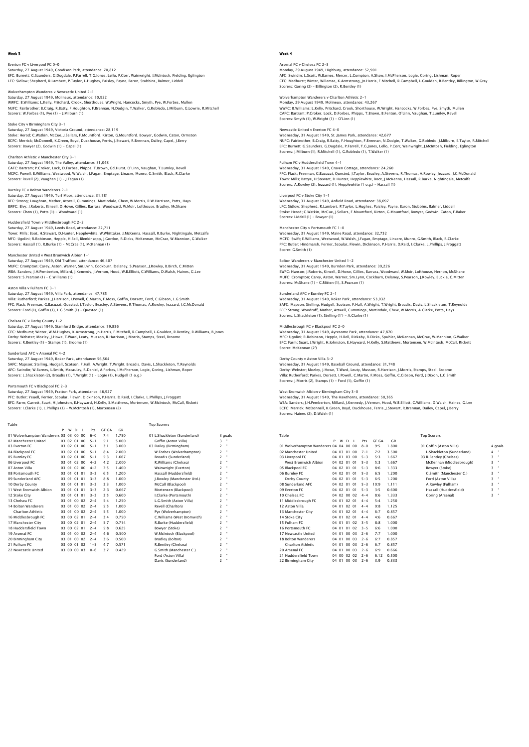## Week 3

Everton FC v Liverpool FC 0-0
Saturday, 27 August 1949, Goodison Park, attendance: 70,812
EFC: Burnett; G.Saunders, G.Dugdale, P.Farrell, T.G.Jones, Lello, P.Corr, Wainwright, J.McIntosh, Fielding, Eglington
LFC: Sidlow; Shepherd, R.Lambert, P.Taylor, L.Hughes, Paisley, Payne, Baron, Stubbins, Balmer, Liddell

Wolverhampton Wanderes v Newcastle United 2-1
Saturday, 27 August 1949, Molineux, attendance: 50,922
WWFC: B.Williams; L.Kelly, Pritchard, Crook, Shorthouse, W.Wright, Hancocks, Smyth, Pye, W.Forbes, Mullen
NUFC: Fairbrother; B.Craig, R.Batty, F.Houghton, F.Brennan, N.Dodgin, T.Walker, G.Robledo, J.Milburn, G.Lowrie, R.Mitchell
Scorers: W.Forbes (1), Pye (1) - J.Milburn (1)

Stoke City v Birmingham City 3-1
Saturday, 27 August 1949, Victoria Ground, attendance: 28,119
Stoke: Herod; C.Watkin, McCue, J.Sellars, F.Mountford, Kirton, G.Mountford, Bowyer, Godwin, Caton, Ormston
BCFC: Merrick; McDonnell, K.Green, Boyd, Duckhouse, Ferris, J.Stewart, R.Brennan, Dailey, Capel, J.Berry
Scorers: Bowyer (2), Godwin (1) - Capel (1)

Charlton Athletic v Manchester City 3-1
Saturday, 27 August 1949, The Valley, attendance: 31,048
CAFC: Bartram; P.Croker, Lock, D.Forbes, Phipps, T.Brown, Gd.Hurst, O'Linn, Vaughan, T.Lumley, Revell
MCFC: Powell; E.Williams, Westwood, W.Walsh, J.Fagan, Emptage, Linacre, Munro, G.Smith, Black, R.Clarke
Scorers: Revell (2), Vaughan (1) - J.Fagan (1)

Burnley FC v Bolton Wanderers 2-1
Saturday, 27 August 1949, Turf Moor, attendance: 31,581
BFC: Strong; Loughran, Mather, Attwell, Cummings, Martindale, Chew, W.Morris, R.W.Harrison, Potts, Hays
BWFC: Elvy; J.Roberts, Kinsell, D.Howe, Gillies, Barrass, Woodward, W.Moir, Lofthouse, Bradley, McShane
Scorers: Chew (1), Potts (1) - Woodward (1)

Huddersfield Town v Middlesbrough FC 2-2
Saturday, 27 August 1949, Leeds Road, attendance: 22,711
Town: Mills; Boot, H.Stewart, D.Hunter, Hepplewhite, W.Whittaker, J.McKenna, Hassall, R.Burke, Nightingale, Metcalfe
MFC: Ugolini; R.Robinson, Hepple, H.Bell, Blenkinsopp, J.Gordon, R.Dicks, McKennan, McCrae, W.Mannion, G.Walker
Scorers: Hassall (1), R.Burke (1) - McCrae (1), McKennan (1)

Manchester United v West Bromwich Albion 1-1
Saturday, 27 August 1949, Old Trafford, attendance: 46,407
MUFC: Crompton; Carey, Aston, Warner, Sm.Lynn, Cockburn, Delaney, S.Pearson, J.Rowley, B.Birch, C.Mitten
WBA: Sanders; J.H.Pemberton, Millard, J.Kennedy, J.Vernon, Hood, W.B.Elliott, C.Williams, D.Walsh, Haines, G.Lee
Scorers: S.Pearson (1) - C.Williams (1)

Aston Villa v Fulham FC 3-1
Saturday, 27 August 1949, Villa Park, attendance: 47,785
Villa: Rutherford; Parkes, J.Harrison, I.Powell, C.Martin, F.Moss, Goffin, Dorsett, Ford, C.Gibson, L.G.Smith
FFC: Flack; Freeman, G.Bacuzzi, Quested, J.Taylor, Beasley, A.Stevens, R.Thomas, A.Rowley, Jezzard, J.C.McDonald
Scorers: Ford (1), Goffin (1), L.G.Smith (1) - Quested (1)

Chelsea FC v Derby County 1-2
Saturday, 27 August 1949, Stamford Bridge, attendance: 59,836
CFC: Medhurst; Winter, W.M.Hughes, K.Armstrong, Jn.Harris, F.Mitchell, R.Campbell, L.Goulden, R.Bentley, R.Williams, B.Jones
Derby: Webster; Mozley, J.Howe, T.Ward, Leuty, Musson, R.Harrison, J.Morris, Stamps, Steel, Broome
Scorers: R.Bentley (1) - Stamps (1), Broome (1)

Sunderland AFC v Arsenal FC 4-2
Saturday, 27 August 1949, Roker Park, attendance: 56,504
SAFC: Mapson; Stelling, Hudgell, Scotson, F.Hall, A.Wright, T.Wright, Broadis, Davis, L.Shackleton, T.Reynolds
AFC: Swindin; W.Barnes, L.Smith, Macaulay, R.Daniel, A.Forbes, I.McPherson, Logie, Goring, Lishman, Roper
Scorers: L.Shackleton (2), Broadis (1), T.Wright (1) - Logie (1), Hudgell (1 o.g.)

Portsmouth FC v Blackpool FC 2-3
Saturday, 27 August 1949, Fratton Park, attendance: 46,927
PFC: Butler; Yeuell, Ferrier, Scoular, Flewin, Dickinson, P.Harris, D.Reid, I.Clarke, L.Phillips, J.Froggatt
BFC: Farm; Garrett, Suart, H.Johnston, E.Hayward, H.Kelly, S.Matthews, Mortensen, W.McIntosh, McCall, Rickett
Scorers: I.Clarke (1), L.Phillips (1) - W.McIntosh (1), Mortensen (2)

Table

| | P | W | D | L | Pts | GF GA | GR |
|---|---|---|---|---|---|---|---|
| 01 Wolverhampton Wanderers | 03 | 03 | 00 | 00 | 6-0 | 7:4 | 1.750 |
| 02 Manchester United | 03 | 02 | 01 | 00 | 5-1 | 5:1 | 5.000 |
| 03 Everton FC | 03 | 02 | 01 | 00 | 5-1 | 3:1 | 3.000 |
| 04 Blackpool FC | 03 | 02 | 01 | 00 | 5-1 | 8:4 | 2.000 |
| 05 Burnley FC | 03 | 02 | 01 | 00 | 5-1 | 5:3 | 1.667 |
| 06 Liverpool FC | 03 | 01 | 02 | 00 | 4-2 | 4:2 | 2.000 |
| 07 Aston Villa | 03 | 01 | 02 | 00 | 4-2 | 7:5 | 1.400 |
| 08 Portsmouth FC | 03 | 01 | 01 | 01 | 3-3 | 6:5 | 1.200 |
| 09 Sunderland AFC | 03 | 01 | 01 | 01 | 3-3 | 8:8 | 1.000 |
| 10 Derby County | 03 | 01 | 01 | 01 | 3-3 | 3:3 | 1.000 |
| 11 West Bromwich Albion | 03 | 01 | 01 | 01 | 3-3 | 2:3 | 0.667 |
| 12 Stoke City | 03 | 01 | 01 | 01 | 3-3 | 3:5 | 0.600 |
| 13 Chelsea FC | 03 | 01 | 00 | 02 | 2-4 | 5:4 | 1.250 |
| 14 Bolton Wanderers | 03 | 01 | 00 | 02 | 2-4 | 5:5 | 1.000 |
| Charlton Athletic | 03 | 01 | 00 | 02 | 2-4 | 5:5 | 1.000 |
| 16 Middlesbrough FC | 03 | 00 | 02 | 01 | 2-4 | 3:4 | 0.750 |
| 17 Manchester City | 03 | 00 | 02 | 01 | 2-4 | 5:7 | 0.714 |
| 18 Huddersfield Town | 03 | 00 | 02 | 01 | 2-4 | 5:8 | 0.625 |
| 19 Arsenal FC | 03 | 01 | 00 | 02 | 2-4 | 4:6 | 0.500 |
| 20 Birmingham City | 03 | 01 | 00 | 02 | 2-4 | 3:6 | 0.500 |
| 21 Fulham FC | 03 | 00 | 01 | 02 | 1-5 | 4:7 | 0.571 |
| 22 Newcastle United | 03 | 00 | 00 | 03 | 0-6 | 3:7 | 0.429 |

Top Scorers

| | | |
|---|---|---|
| 01 L.Shackleton (Sunderland) | 3 goals | |
| Goffin (Aston Villa) | 3 | " |
| 03 Dailey (Birmingham) | 2 | " |
| W.Forbes (Wolverhampton) | 2 | " |
| Broadis (Sunderland) | 2 | " |
| R.Williams (Chelsea) | 2 | " |
| Wainwright (Everton) | 2 | " |
| Hassall (Huddersfield) | 2 | " |
| J.Rowley (Manchester Utd.) | 2 | " |
| McCall (Blackpool) | 2 | " |
| Mortensen (Blackpool) | 2 | " |
| I.Clarke (Portsmouth) | 2 | " |
| L.G.Smith (Aston Villa) | 2 | " |
| Revell (Charlton) | 2 | " |
| Pye (Wolverhampton) | 2 | " |
| C.Williams (West Bromwich) | 2 | " |
| R.Burke (Huddersfield) | 2 | " |
| Bowyer (Stoke) | 2 | " |
| W.McIntosh (Blackpool) | 2 | " |
| Bradley (Bolton) | 2 | " |
| R.Bentley (Chelsea) | 2 | " |
| G.Smith (Manchester C.) | 2 | " |
| Ford (Aston Villa) | 2 | " |
| Davis (Sunderland) | 2 | " |

## Week 4

Arsenal FC v Chelsea FC 2-3
Monday, 29 August 1949, Highbury, attendance: 52,901
AFC: Swindin; L.Scott, W.Barnes, Mercer, L.Compton, A.Shaw, I.McPherson, Logie, Goring, Lishman, Roper
CFC: Medhurst; Winter, Willemse, K.Armstrong, Jn.Harris, F.Mitchell, R.Campbell, L.Goulden, R.Bentley, Billington, W.Gray
Scorers: Goring (2) - Billington (2), R.Bentley (1)

Wolverhampton Wanderers v Charlton Athletic 2-1
Monday, 29 August 1949, Molineux, attendance: 43,267
WWFC: B.Williams; L.Kelly, Pritchard, Crook, Shorthouse, W.Wright, Hancocks, W.Forbes, Pye, Smyth, Mullen
CAFC: Bartram; P.Croker, Lock, D.Forbes, Phipps, T.Brown, B.Fenton, O'Linn, Vaughan, T.Lumley, Revell
Scorers: Smyth (1), W.Wright (1) - O'Linn (1)

Newcastle United v Everton FC 4-0
Wednesday, 31 August 1949, St. James Park, attendance: 42,677
NUFC: Fairbrother; B.Craig, R.Batty, F.Houghton, F.Brennan, N.Dodgin, T.Walker, G.Robledo, J.Milburn, E.Taylor, R.Mitchell
EFC: Burnett; G.Saunders, G.Dugdale, P.Farrell, T.G.Jones, Lello, P.Corr, Wainwright, J.McIntosh, Fielding, Eglington
Scorers: J.Milburn (1), R.Mitchell (1), G.Robledo (1), T.Walker (1)

Fulham FC v Huddersfield Town 4-1
Wednesday, 31 August 1949, Craven Cottage, attendance: 24,260
FFC: Flack; Freeman, G.Bacuzzi, Quested, J.Taylor, Beasley, A.Stevens, R.Thomas, A.Rowley, Jezzard, J.C.McDonald
Town: Mills; Battye, H.Stewart, D.Hunter, Hepplewhite, Boot, J.McKenna, Hassall, R.Burke, Nightingale, Metcalfe
Scorers: A.Rowley (2), Jezzard (1), Hepplewhite (1 o.g.) - Hassall (1)

Liverpool FC v Stoke City 1-1
Wednesday, 31 August 1949, Anfield Road, attendance: 38,097
LFC: Sidlow; Shepherd, R.Lambert, P.Taylor, L.Hughes, Paisley, Payne, Baron, Stubbins, Balmer, Liddell
Stoke: Herod; C.Watkin, McCue, J.Sellars, F.Mountford, Kirton, G.Mountford, Bowyer, Godwin, Caton, F.Baker
Scorers: Liddell (1) - Bowyer (1)

Manchester City v Portsmouth FC 1-0
Wednesday, 31 August 1949, Maine Road, attendance: 32,732
MCFC: Swift; E.Williams, Westwood, W.Walsh, J.Fagan, Emptage, Linacre, Munro, G.Smith, Black, R.Clarke
PFC: Butler; Hindmarsh, Ferrier, Scoular, Flewin, Dickinson, P.Harris, D.Reid, I.Clarke, L.Phillips, J.Froggatt
Scorer: G.Smith (1)

Bolton Wanderers v Manchester United 1-2
Wednesday, 31 August 1949, Burnden Park, attendance: 39,226
BWFC: Hanson; J.Roberts, Kinsell, D.Howe, Gillies, Barrass, Woodward, W.Moir, Lofthouse, Hernon, McShane
MUFC: Crompton; Carey, Aston, Warner, Sm.Lynn, Cockburn, Delaney, S.Pearson, J.Rowley, Buckle, C.Mitten
Scorers: McShane (1) - C.Mitten (1), S.Pearson (1)

Sunderland AFC v Burnley FC 2-1
Wednesday, 31 August 1949, Roker Park, attendance: 53,032
SAFC: Mapson; Stelling, Hudgell, Scotson, F.Hall, A.Wright, T.Wright, Broadis, Davis, L.Shackleton, T.Reynolds
BFC: Strong; Woodruff, Mather, Attwell, Cummings, Martindale, Chew, W.Morris, A.Clarke, Potts, Hays
Scorers: L.Shackleton (1), Stelling (1') - A.Clarke (1)

Middlesbrough FC v Blackpool FC 2-0
Wednesday, 31 August 1949, Ayresome Park, attendance: 47,870
MFC: Ugolini; R.Robinson, Hepple, H.Bell, Rickaby, R.Dicks, Spuhler, McKennan, McCrae, W.Mannion, G.Walker
BFC: Farm; Suart, J.Wright, H.Johnston, E.Hayward, H.Kelly, S.Matthews, Mortensen, W.McIntosh, McCall, Rickett
Scorer: McKennan (2')

Derby County v Aston Villa 3-2
Wednesday, 31 August 1949, Baseball Ground, attendance: 31,748
Derby: Webster; Mozley, J.Howe, T.Ward, Leuty, Musson, R.Harrison, J.Morris, Stamps, Steel, Broome
Villa: Rutherford; Parkes, Dorsett, I.Powell, C.Martin, F.Moss, Goffin, C.Gibson, Ford, J.Dixon, L.G.Smith
Scorers: J.Morris (2), Stamps (1) - Ford (1), Goffin (1)

West Bromwich Albion v Birmingham City 3-0
Wednesday, 31 August 1949, The Hawthorns, attendance: 50,365
WBA: Sanders; J.H.Pemberton, Millard, J.Kennedy, J.Vernon, Hood, W.B.Elliott, C.Williams, D.Walsh, Haines, G.Lee
BCFC: Merrick; McDonnell, K.Green, Boyd, Duckhouse, Ferris, J.Stewart, R.Brennan, Dailey, Capel, J.Berry
Scorers: Haines (2), D.Walsh (1)

Table

| | P | W | D | L | Pts | GF GA | GR |
|---|---|---|---|---|---|---|---|
| 01 Wolverhampton Wanderers | 04 | 04 | 00 | 00 | 8-0 | 9:5 | 1.800 |
| 02 Manchester United | 04 | 03 | 01 | 00 | 7-1 | 7:2 | 3.500 |
| 03 Liverpool FC | 04 | 01 | 03 | 00 | 5-3 | 5:3 | 1.667 |
| West Bromwich Albion | 04 | 02 | 01 | 01 | 5-3 | 5:3 | 1.667 |
| 05 Blackpool FC | 04 | 02 | 01 | 01 | 5-3 | 8:6 | 1.333 |
| 06 Burnley FC | 04 | 02 | 01 | 01 | 5-3 | 6:5 | 1.200 |
| Derby County | 04 | 02 | 01 | 01 | 5-3 | 6:5 | 1.200 |
| 08 Sunderland AFC | 04 | 02 | 01 | 01 | 5-3 | 10:9 | 1.111 |
| 09 Everton FC | 04 | 02 | 01 | 01 | 5-3 | 3:5 | 0.600 |
| 10 Chelsea FC | 04 | 02 | 00 | 02 | 4-4 | 8:6 | 1.333 |
| 11 Middlesbrough FC | 04 | 01 | 02 | 01 | 4-4 | 5:4 | 1.250 |
| 12 Aston Villa | 04 | 01 | 02 | 01 | 4-4 | 9:8 | 1.125 |
| 13 Manchester City | 04 | 01 | 02 | 01 | 4-4 | 6:7 | 0.857 |
| 14 Stoke City | 04 | 01 | 02 | 01 | 4-4 | 4:6 | 0.667 |
| 15 Fulham FC | 04 | 01 | 01 | 02 | 3-5 | 8:8 | 1.000 |
| 16 Portsmouth FC | 04 | 01 | 01 | 02 | 3-5 | 6:6 | 1.000 |
| 17 Newcastle United | 04 | 01 | 00 | 03 | 2-6 | 7:7 | 1.000 |
| 18 Bolton Wanderers | 04 | 01 | 00 | 03 | 2-6 | 6:7 | 0.857 |
| Charlton Athletic | 04 | 01 | 00 | 03 | 2-6 | 6:7 | 0.857 |
| 20 Arsenal FC | 04 | 01 | 00 | 03 | 2-6 | 6:9 | 0.666 |
| 21 Huddersfield Town | 04 | 00 | 02 | 02 | 2-6 | 6:12 | 0.500 |
| 22 Birmingham City | 04 | 01 | 00 | 03 | 2-6 | 3:9 | 0.333 |

Top Scorers

| | | |
|---|---|---|
| 01 Goffin (Aston Villa) | 4 goals | |
| L.Shackleton (Sunderland) | 4 | " |
| 03 R.Bentley (Chelsea) | 3 | " |
| McKennan (Middlesbrough) | 3 | " |
| Bowyer (Stoke) | 3 | " |
| G.Smith (Manchester C.) | 3 | " |
| Ford (Aston Villa) | 3 | " |
| A.Rowley (Fulham) | 3 | " |
| Hassall (Huddersfield) | 3 | " |
| Goring (Arsenal) | 3 | " |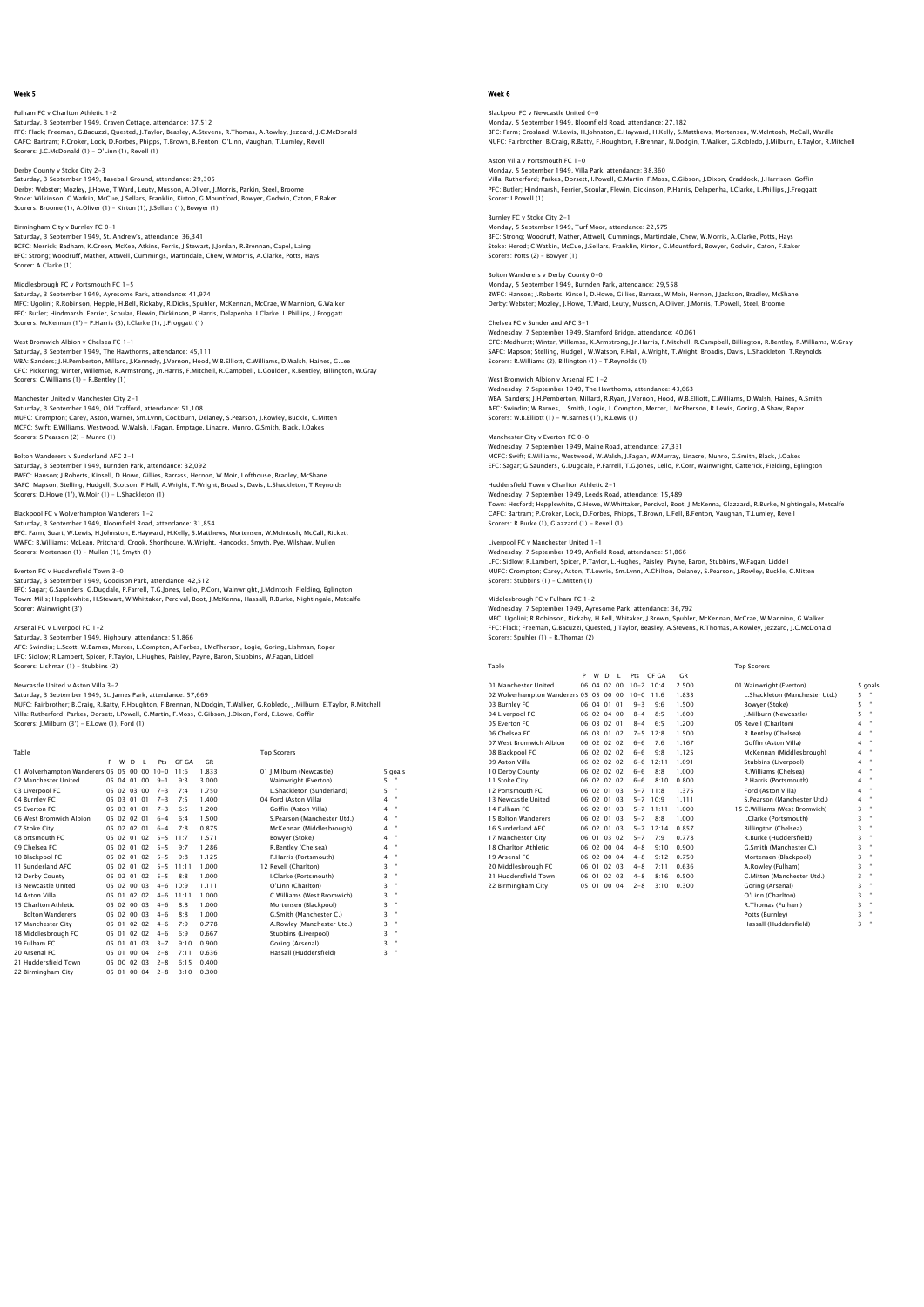## Week 5

Fulham FC v Charlton Athletic 1–2
Saturday, 3 September 1949, Craven Cottage, attendance: 37,512
FFC: Flack; Freeman, G.Bacuzzi, Quested, J.Taylor, Beasley, A.Stevens, R.Thomas, A.Rowley, Jezzard, J.C.McDonald
CAFC: Bartram; P.Croker, Lock, D.Forbes, Phipps, T.Brown, B.Fenton, O'Linn, Vaughan, T.Lumley, Revell
Scorers: J.C.McDonald (1) – O'Linn (1), Revell (1)

Derby County v Stoke City 2–3
Saturday, 3 September 1949, Baseball Ground, attendance: 29,305
Derby: Webster; Mozley, J.Howe, T.Ward, Leuty, Musson, A.Oliver, J.Morris, Parkin, Steel, Broome
Stoke: Wilkinson; C.Watkin, McCue, J.Sellars, Franklin, Kirton, G.Mountford, Bowyer, Godwin, Caton, F.Baker
Scorers: Broome (1), A.Oliver (1) – Kirton (1), J.Sellars (1), Bowyer (1)

Birmingham City v Burnley FC 0–1
Saturday, 3 September 1949, St. Andrew's, attendance: 36,341
BCFC: Merrick; Badham, K.Green, McKee, Atkins, Ferris, J.Stewart, J.Jordan, R.Brennan, Capel, Laing
BFC: Strong; Woodruff, Mather, Attwell, Cummings, Martindale, Chew, W.Morris, A.Clarke, Potts, Hays
Scorer: A.Clarke (1)

Middlesbrough FC v Portsmouth FC 1–5
Saturday, 3 September 1949, Ayresome Park, attendance: 41,974
MFC: Ugolini; R.Robinson, Hepple, H.Bell, Rickaby, R.Dicks, Spuhler, McKennan, McCrae, W.Mannion, G.Walker
PFC: Butler; Hindmarsh, Ferrier, Scoular, Flewin, Dickinson, P.Harris, Delapenha, I.Clarke, L.Phillips, J.Froggatt
Scorers: McKennan (1') – P.Harris (3), I.Clarke (1), J.Froggatt (1)

West Bromwich Albion v Chelsea FC 1–1
Saturday, 3 September 1949, The Hawthorns, attendance: 45,111
WBA: Sanders; J.H.Pemberton, Millard, J.Kennedy, J.Vernon, Hood, W.B.Elliott, C.Williams, D.Walsh, Haines, G.Lee
CFC: Pickering; Winter, Willemse, K.Armstrong, Jn.Harris, F.Mitchell, R.Campbell, L.Goulden, R.Bentley, Billington, W.Gray
Scorers: C.Williams (1) – R.Bentley (1)

Manchester United v Manchester City 2–1
Saturday, 3 September 1949, Old Trafford, attendance: 51,108
MUFC: Crompton; Carey, Aston, Warner, Sm.Lynn, Cockburn, Delaney, S.Pearson, J.Rowley, Buckle, C.Mitten
MCFC: Swift; E.Williams, Westwood, W.Walsh, J.Fagan, Emptage, Linacre, Munro, G.Smith, Black, J.Oakes
Scorers: S.Pearson (2) – Munro (1)

Bolton Wanderers v Sunderland AFC 2–1
Saturday, 3 September 1949, Burnden Park, attendance: 32,092
BWFC: Hanson; J.Roberts, Kinsell, D.Howe, Gillies, Barrass, Hernon, W.Moir, Lofthouse, Bradley, McShane
SAFC: Mapson; Stelling, Hudgell, Scotson, F.Hall, A.Wright, T.Wright, Broadis, Davis, L.Shackleton, T.Reynolds
Scorers: D.Howe (1'), W.Moir (1) – L.Shackleton (1)

Blackpool FC v Wolverhampton Wanderers 1–2
Saturday, 3 September 1949, Bloomfield Road, attendance: 31,854
BFC: Farm; Suart, W.Lewis, H.Johnston, E.Hayward, H.Kelly, S.Matthews, Mortensen, W.McIntosh, McCall, Rickett
WWFC: B.Williams; McLean, Pritchard, Crook, Shorthouse, W.Wright, Hancocks, Smyth, Pye, Wilshaw, Mullen
Scorers: Mortensen (1) – Mullen (1), Smyth (1)

Everton FC v Huddersfield Town 3–0
Saturday, 3 September 1949, Goodison Park, attendance: 42,512
EFC: Sagar; G.Saunders, C.Dugdale, P.Farrell, T.G.Jones, Lello, P.Corr, Wainwright, J.McIntosh, Fielding, Eglington
Town: Mills; Hepplewhite, H.Stewart, W.Whittaker, Percival, Boot, J.McKenna, Hassall, R.Burke, Nightingale, Metcalfe
Scorer: Wainwright (3')

Arsenal FC v Liverpool FC 1–2
Saturday, 3 September 1949, Highbury, attendance: 51,866
AFC: Swindin; L.Scott, W.Barnes, Mercer, L.Compton, A.Forbes, I.McPherson, Logie, Goring, Lishman, Roper
LFC: Sidlow; R.Lambert, Spicer, P.Taylor, L.Hughes, Paisley, Payne, Baron, Stubbins, W.Fagan, Liddell
Scorers: Lishman (1) – Stubbins (2)

Newcastle United v Aston Villa 3–2
Saturday, 3 September 1949, St. James Park, attendance: 57,669
NUFC: Fairbrother; B.Craig, R.Batty, F.Houghton, F.Brennan, N.Dodgin, T.Walker, G.Robledo, J.Milburn, E.Taylor, R.Mitchell
Villa: Rutherford; Parkes, Dorsett, I.Powell, C.Martin, F.Moss, C.Gibson, J.Dixon, Ford, E.Lowe, Goffin
Scorers: J.Milburn (3') – E.Lowe (1), Ford (1)

Table

| | P | W | D | L | Pts | GF GA | GR |
|---|---|---|---|---|---|---|---|
| 01 Wolverhampton Wanderers | 05 | 05 | 00 | 00 | 10–0 | 11:6 | 1.833 |
| 02 Manchester United | 05 | 04 | 01 | 00 | 9–1 | 9:3 | 3.000 |
| 03 Liverpool FC | 05 | 02 | 03 | 00 | 7–3 | 7:4 | 1.750 |
| 04 Burnley FC | 05 | 03 | 01 | 01 | 7–3 | 7:5 | 1.400 |
| 05 Everton FC | 05 | 03 | 01 | 01 | 7–3 | 6:5 | 1.200 |
| 06 West Bromwich Albion | 05 | 02 | 02 | 01 | 6–4 | 6:4 | 1.500 |
| 07 Stoke City | 05 | 02 | 02 | 01 | 6–4 | 7:8 | 0.875 |
| 08 ortsmouth FC | 05 | 02 | 01 | 02 | 5–5 | 11:7 | 1.571 |
| 09 Chelsea FC | 05 | 02 | 01 | 02 | 5–5 | 9:7 | 1.286 |
| 10 Blackpool FC | 05 | 02 | 01 | 02 | 5–5 | 9:8 | 1.125 |
| 11 Sunderland AFC | 05 | 02 | 01 | 02 | 5–5 | 11:11 | 1.000 |
| 12 Derby County | 05 | 02 | 01 | 02 | 5–5 | 8:8 | 1.000 |
| 13 Newcastle United | 05 | 02 | 00 | 03 | 4–6 | 10:9 | 1.111 |
| 14 Aston Villa | 05 | 01 | 02 | 02 | 4–6 | 11:11 | 1.000 |
| 15 Charlton Athletic | 05 | 02 | 00 | 03 | 4–6 | 8:8 | 1.000 |
| Bolton Wanderers | 05 | 02 | 00 | 03 | 4–6 | 8:8 | 1.000 |
| 17 Manchester City | 05 | 01 | 02 | 02 | 4–6 | 7:9 | 0.778 |
| 18 Middlesbrough FC | 05 | 01 | 02 | 02 | 4–6 | 6:9 | 0.667 |
| 19 Fulham FC | 05 | 01 | 01 | 03 | 3–7 | 9:10 | 0.900 |
| 20 Arsenal FC | 05 | 01 | 00 | 04 | 2–8 | 7:11 | 0.636 |
| 21 Huddersfield Town | 05 | 00 | 02 | 03 | 2–8 | 6:15 | 0.400 |
| 22 Birmingham City | 05 | 01 | 00 | 04 | 2–8 | 3:10 | 0.300 |

Top Scorers

| | | |
|---|---|---|
| 01 J.Milburn (Newcastle) | 5 | goals |
| Wainwright (Everton) | 5 | " |
| L.Shackleton (Sunderland) | 5 | " |
| 04 Ford (Aston Villa) | 4 | " |
| Goffin (Aston Villa) | 4 | " |
| S.Pearson (Manchester Utd.) | 4 | " |
| McKennan (Middlesbrough) | 4 | " |
| Bowyer (Stoke) | 4 | " |
| R.Bentley (Chelsea) | 4 | " |
| P.Harris (Portsmouth) | 4 | " |
| 12 Revell (Charlton) | 3 | " |
| I.Clarke (Portsmouth) | 3 | " |
| O'Linn (Charlton) | 3 | " |
| C.Williams (West Bromwich) | 3 | " |
| Mortensen (Blackpool) | 3 | " |
| G.Smith (Manchester C.) | 3 | " |
| A.Rowley (Manchester Utd.) | 3 | " |
| Stubbins (Liverpool) | 3 | " |
| Goring (Arsenal) | 3 | " |
| Hassall (Huddersfield) | 3 | " |

## Week 6

Blackpool FC v Newcastle United 0–0
Monday, 5 September 1949, Bloomfield Road, attendance: 27,182
BFC: Farm; Crosland, W.Lewis, H.Johnston, E.Hayward, H.Kelly, S.Matthews, Mortensen, W.McIntosh, McCall, Wardle
NUFC: Fairbrother; B.Craig, R.Batty, F.Houghton, F.Brennan, N.Dodgin, T.Walker, G.Robledo, J.Milburn, E.Taylor, R.Mitchell

Aston Villa v Portsmouth FC 1–0
Monday, 5 September 1949, Villa Park, attendance: 38,360
Villa: Rutherford; Parkes, Dorsett, I.Powell, C.Martin, F.Moss, C.Gibson, J.Dixon, Craddock, J.Harrison, Goffin
PFC: Butler; Hindmarsh, Ferrier, Scoular, Flewin, Dickinson, P.Harris, Delapenha, I.Clarke, L.Phillips, J.Froggatt
Scorer: I.Powell (1)

Burnley FC v Stoke City 2–1
Monday, 5 September 1949, Turf Moor, attendance: 22,575
BFC: Strong; Woodruff, Mather, Attwell, Cummings, Martindale, Chew, W.Morris, A.Clarke, Potts, Hays
Stoke: Herod; C.Watkin, McCue, J.Sellars, Franklin, Kirton, G.Mountford, Bowyer, Godwin, Caton, F.Baker
Scorers: Potts (2) – Bowyer (1)

Bolton Wanderers v Derby County 0–0
Monday, 5 September 1949, Burnden Park, attendance: 29,558
BWFC: Hanson; J.Roberts, Kinsell, D.Howe, Gillies, Barrass, W.Moir, Hernon, J.Jackson, Bradley, McShane
Derby: Webster; Mozley, J.Howe, T.Ward, Leuty, Musson, A.Oliver, J.Morris, T.Powell, Steel, Broome

Chelsea FC v Sunderland AFC 3–1
Wednesday, 7 September 1949, Stamford Bridge, attendance: 40,061
CFC: Medhurst; Winter, Willemse, K.Armstrong, Jn.Harris, F.Mitchell, R.Campbell, Billington, R.Bentley, R.Williams, W.Gray
SAFC: Mapson; Stelling, Hudgell, W.Watson, F.Hall, A.Wright, T.Wright, Broadis, Davis, L.Shackleton, T.Reynolds
Scorers: R.Williams (2), Billington (1) – T.Reynolds (1)

West Bromwich Albion v Arsenal FC 1–2
Wednesday, 7 September 1949, The Hawthorns, attendance: 43,663
WBA: Sanders; J.H.Pemberton, Millard, J.Ryan, J.Vernon, Hood, W.B.Elliott, C.Williams, D.Walsh, Haines, A.Smith
AFC: Swindin; W.Barnes, L.Smith, Logie, L.Compton, Mercer, I.McPherson, R.Lewis, Goring, A.Shaw, Roper
Scorers: W.B.Elliott (1) – W.Barnes (1'), R.Lewis (1)

Manchester City v Everton FC 0–0
Wednesday, 7 September 1949, Maine Road, attendance: 27,331
MCFC: Swift; E.Williams, Westwood, W.Walsh, J.Fagan, W.Murray, Linacre, Munro, G.Smith, Black, J.Oakes
EFC: Sagar; G.Saunders, C.Dugdale, P.Farrell, T.G.Jones, Lello, P.Corr, Wainwright, Catterick, Fielding, Eglington

Huddersfield Town v Charlton Athletic 2–1
Wednesday, 7 September 1949, Leeds Road, attendance: 15,489
Town: Hesford; Hepplewhite, G.Howe, W.Whittaker, Percival, Boot, J.McKenna, Glazzard, R.Burke, Nightingale, Metcalfe
CAFC: Bartram; P.Croker, Lock, D.Forbes, Phipps, T.Brown, L.Fell, B.Fenton, Vaughan, T.Lumley, Revell
Scorers: R.Burke (1), Glazzard (1) – Revell (1)

Liverpool FC v Manchester United 1–1
Wednesday, 7 September 1949, Anfield Road, attendance: 51,866
LFC: Sidlow; R.Lambert, P.Taylor, L.Hughes, Paisley, Payne, Baron, Stubbins, W.Fagan, Liddell
MUFC: Crompton; Carey, Aston, T.Lowrie, Sm.Lynn, A.Chilton, Delaney, S.Pearson, J.Rowley, Buckle, C.Mitten
Scorers: Stubbins (1) – C.Mitten (1)

Middlesbrough FC v Fulham FC 1–2
Wednesday, 7 September 1949, Ayresome Park, attendance: 36,792
MFC: Ugolini; R.Robinson, Rickaby, H.Bell, Whitaker, J.Brown, Spuhler, McKennan, McCrae, W.Mannion, G.Walker
FFC: Flack; Freeman, G.Bacuzzi, Quested, J.Taylor, Beasley, A.Stevens, R.Thomas, A.Rowley, Jezzard, J.C.McDonald
Scorers: Spuhler (1) – R.Thomas (2)

Table

| | P | W | D | L | Pts | GF GA | GR |
|---|---|---|---|---|---|---|---|
| 01 Manchester United | 06 | 04 | 02 | 00 | 10–2 | 10:4 | 2.500 |
| 02 Wolverhampton Wanderers | 05 | 05 | 00 | 00 | 10–0 | 11:6 | 1.833 |
| 03 Burnley FC | 06 | 04 | 01 | 01 | 9–3 | 9:6 | 1.500 |
| 04 Liverpool FC | 06 | 02 | 04 | 00 | 8–4 | 8:5 | 1.600 |
| 05 Everton FC | 06 | 03 | 02 | 01 | 8–4 | 6:5 | 1.200 |
| 06 Chelsea FC | 06 | 03 | 01 | 02 | 7–5 | 12:8 | 1.500 |
| 07 West Bromwich Albion | 06 | 02 | 02 | 02 | 6–6 | 7:6 | 1.167 |
| 08 Blackpool FC | 06 | 02 | 02 | 02 | 6–6 | 9:8 | 1.125 |
| 09 Aston Villa | 06 | 02 | 02 | 02 | 6–6 | 12:11 | 1.091 |
| 10 Derby County | 06 | 02 | 02 | 02 | 6–6 | 8:8 | 1.000 |
| 11 Stoke City | 06 | 02 | 02 | 02 | 6–6 | 8:10 | 0.800 |
| 12 Portsmouth FC | 06 | 02 | 01 | 03 | 5–7 | 11:8 | 1.375 |
| 13 Newcastle United | 06 | 02 | 01 | 03 | 5–7 | 10:9 | 1.111 |
| 14 Fulham FC | 06 | 02 | 01 | 03 | 5–7 | 11:11 | 1.000 |
| 15 Bolton Wanderers | 06 | 02 | 01 | 03 | 5–7 | 8:8 | 1.000 |
| 16 Sunderland AFC | 06 | 02 | 01 | 03 | 5–7 | 12:14 | 0.857 |
| 17 Manchester City | 06 | 01 | 03 | 02 | 5–7 | 7:9 | 0.778 |
| 18 Charlton Athletic | 06 | 02 | 00 | 04 | 4–8 | 9:10 | 0.900 |
| 19 Arsenal FC | 06 | 02 | 00 | 04 | 4–8 | 9:12 | 0.750 |
| 20 Middlesbrough FC | 06 | 01 | 02 | 03 | 4–8 | 7:11 | 0.636 |
| 21 Huddersfield Town | 06 | 01 | 02 | 03 | 4–8 | 8:16 | 0.500 |
| 22 Birmingham City | 05 | 01 | 00 | 04 | 2–8 | 3:10 | 0.300 |

Top Scorers

| | | |
|---|---|---|
| 01 Wainwright (Everton) | 5 | goals |
| L.Shackleton (Manchester Utd.) | 5 | " |
| Bowyer (Stoke) | 5 | " |
| J.Milburn (Newcastle) | 5 | " |
| 05 Revell (Charlton) | 4 | " |
| R.Bentley (Chelsea) | 4 | " |
| Goffin (Aston Villa) | 4 | " |
| McKennan (Middlesbrough) | 4 | " |
| Stubbins (Liverpool) | 4 | " |
| R.Williams (Chelsea) | 4 | " |
| P.Harris (Portsmouth) | 4 | " |
| Ford (Aston Villa) | 4 | " |
| S.Pearson (Manchester Utd.) | 4 | " |
| 15 C.Williams (West Bromwich) | 3 | " |
| I.Clarke (Portsmouth) | 3 | " |
| Billington (Chelsea) | 3 | " |
| R.Burke (Huddersfield) | 3 | " |
| G.Smith (Manchester C.) | 3 | " |
| Mortensen (Blackpool) | 3 | " |
| A.Rowley (Fulham) | 3 | " |
| C.Mitten (Manchester Utd.) | 3 | " |
| Goring (Arsenal) | 3 | " |
| O'Linn (Charlton) | 3 | " |
| R.Thomas (Fulham) | 3 | " |
| Potts (Burnley) | 3 | " |
| Hassall (Huddersfield) | 3 | " |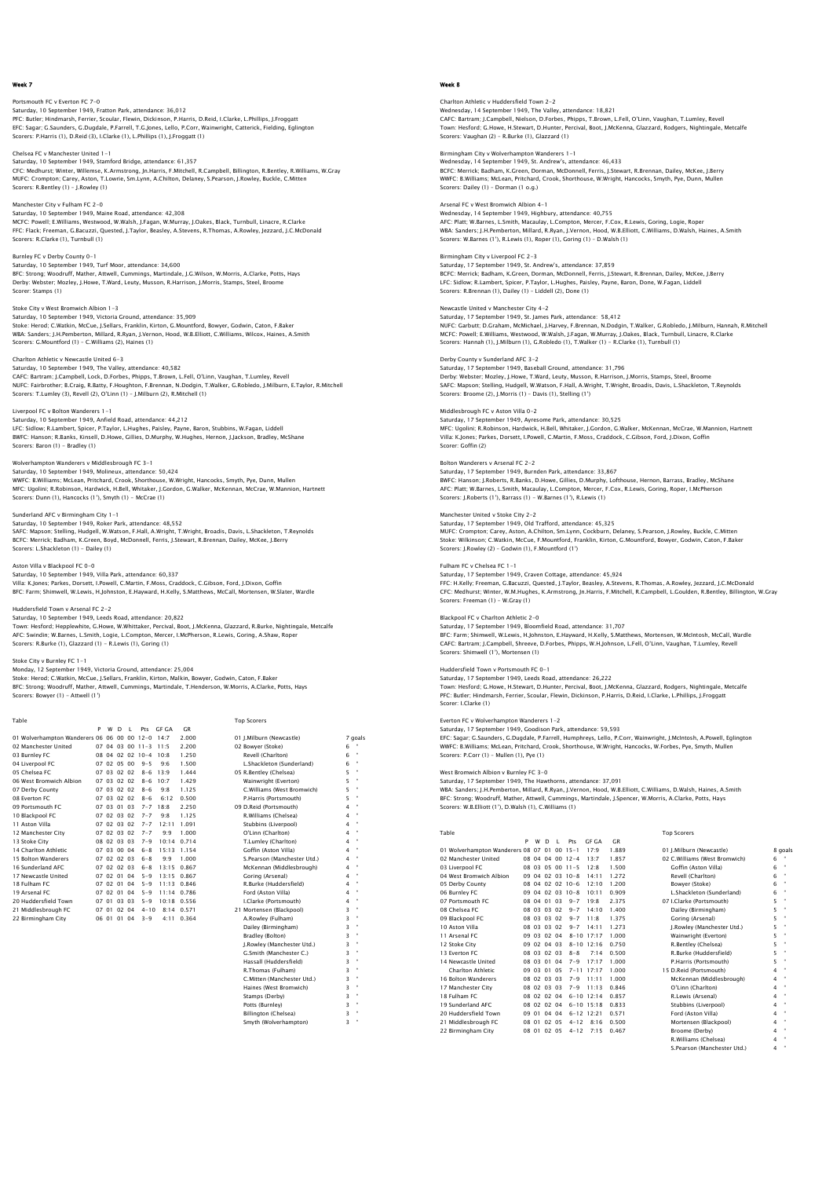## Week 7

Portsmouth FC v Everton FC 7-0
Saturday, 10 September 1949, Fratton Park, attendance: 36,012
PFC: Butler; Hindmarsh, Ferrier, Scoular, Flewin, Dickinson, P.Harris, D.Reid, I.Clarke, L.Phillips, J.Froggatt
EFC: Sagar; G.Saunders, G.Dugdale, P.Farrell, T.G.Jones, Lello, P.Corr, Wainwright, Catterick, Fielding, Eglington
Scorers: P.Harris (1), D.Reid (3), I.Clarke (1), L.Phillips (1), J.Froggatt (1)

Chelsea FC v Manchester United 1-1
Saturday, 10 September 1949, Stamford Bridge, attendance: 61,357
CFC: Medhurst; Winter, Willemse, K.Armstrong, Jn.Harris, F.Mitchell, R.Campbell, Billington, R.Bentley, R.Williams, W.Gray
MUFC: Crompton; Carey, Aston, T.Lowrie, Sm.Lynn, A.Chilton, Delaney, S.Pearson, J.Rowley, Buckle, C.Mitten
Scorers: R.Bentley (1) – J.Rowley (1)

Manchester City v Fulham FC 2-0
Saturday, 10 September 1949, Maine Road, attendance: 42,308
MCFC: Powell; E.Williams, Westwood, W.Walsh, J.Fagan, W.Murray, J.Oakes, Black, Turnbull, Linacre, R.Clarke
FFC: Flack; Freeman, G.Bacuzzi, Quested, J.Taylor, Beasley, A.Stevens, R.Thomas, A.Rowley, Jezzard, J.C.McDonald
Scorers: R.Clarke (1), Turnbull (1)

Burnley FC v Derby County 0-1
Saturday, 10 September 1949, Turf Moor, attendance: 34,600
BFC: Strong; Woodruff, Mather, Attwell, Cummings, Martindale, J.G.Wilson, W.Morris, A.Clarke, Potts, Hays
Derby: Webster; Mozley, J.Howe, T.Ward, Leuty, Musson, R.Harrison, J.Morris, Stamps, Steel, Broome
Scorer: Stamps (1)

Stoke City v West Bromwich Albion 1-3
Saturday, 10 September 1949, Victoria Ground, attendance: 35,909
Stoke: Herod; C.Watkin, McCue, J.Sellars, Franklin, Kirton, G.Mountford, Bowyer, Godwin, Caton, F.Baker
WBA: Sanders; J.H.Pemberton, Millard, R.Ryan, J.Vernon, Hood, W.B.Elliott, C.Williams, Wilcox, Haines, A.Smith
Scorers: G.Mountford (1) – C.Williams (2), Haines (1)

Charlton Athletic v Newcastle United 6-3
Saturday, 10 September 1949, The Valley, attendance: 40,582
CAFC: Bartram; J.Campbell, Lock, D.Forbes, Phipps, T.Brown, L.Fell, O'Linn, Vaughan, T.Lumley, Revell
NUFC: Fairbrother; B.Craig, R.Batty, F.Houghton, F.Brennan, N.Dodgin, T.Walker, G.Robledo, J.Milburn, E.Taylor, R.Mitchell
Scorers: T.Lumley (3), Revell (2), O'Linn (1) – J.Milburn (2), R.Mitchell (1)

Liverpool FC v Bolton Wanderers 1-1
Saturday, 10 September 1949, Anfield Road, attendance: 44,212
LFC: Sidlow; R.Lambert, Spicer, P.Taylor, L.Hughes, Paisley, Payne, Baron, Stubbins, W.Fagan, Liddell
BWFC: Hanson; R.Banks, Kinsell, D.Howe, Gillies, D.Murphy, W.Hughes, Hernon, J.Jackson, Bradley, McShane
Scorers: Baron (1) – Bradley (1)

Wolverhampton Wanderers v Middlesbrough FC 3-1
Saturday, 10 September 1949, Molineux, attendance: 50,424
WWFC: B.Williams; McLean, Pritchard, Crook, Shorthouse, W.Wright, Hancocks, Smyth, Pye, Dunn, Mullen
MFC: Ugolini; R.Robinson, Hardwick, H.Bell, Whitaker, J.Gordon, G.Walker, McKennan, McCrae, W.Mannion, Hartnett
Scorers: Dunn (1), Hancocks (1'), Smyth (1) – McCrae (1)

Sunderland AFC v Birmingham City 1-1
Saturday, 10 September 1949, Roker Park, attendance: 48,552
SAFC: Mapson; Stelling, Hudgell, W.Watson, F.Hall, A.Wright, T.Wright, Broadis, Davis, L.Shackleton, T.Reynolds
BCFC: Merrick; Badham, K.Green, Boyd, McDonnell, Ferris, J.Stewart, R.Brennan, Dailey, McKee, J.Berry
Scorers: L.Shackleton (1) – Dailey (1)

Aston Villa v Blackpool FC 0-0
Saturday, 10 September 1949, Villa Park, attendance: 60,337
Villa: K.Jones; Parkes, Dorsett, I.Powell, C.Martin, F.Moss, Craddock, C.Gibson, Ford, J.Dixon, Goffin
BFC: Farm; Shimwell, W.Lewis, H.Johnston, E.Hayward, H.Kelly, S.Matthews, McCall, Mortensen, W.Slater, Wardle

Huddersfield Town v Arsenal FC 2-2
Saturday, 10 September 1949, Leeds Road, attendance: 20,822
Town: Hesford; Hepplewhite, G.Howe, W.Whittaker, Percival, Boot, J.McKenna, Glazzard, R.Burke, Nightingale, Metcalfe
AFC: Swindin; W.Barnes, L.Smith, Logie, L.Compton, Mercer, I.McPherson, R.Lewis, Goring, A.Shaw, Roper
Scorers: R.Burke (1), Glazzard (1) – R.Lewis (1), Goring (1)

Stoke City v Burnley FC 1-1
Monday, 12 September 1949, Victoria Ground, attendance: 25,004
Stoke: Herod; C.Watkin, McCue, J.Sellars, Franklin, Kirton, Malkin, Bowyer, Godwin, Caton, F.Baker
BFC: Strong; Woodruff, Mather, Attwell, Cummings, Martindale, T.Henderson, W.Morris, A.Clarke, Potts, Hays
Scorers: Bowyer (1) – Attwell (1')

Table

| | P | W | D | L | Pts | GF GA | GR |
|---|---|---|---|---|---|---|---|
| 01 Wolverhampton Wanderers | 06 | 06 | 00 | 00 | 12–0 | 14:7 | 2.000 |
| 02 Manchester United | 07 | 04 | 03 | 00 | 11–3 | 11:5 | 2.200 |
| 03 Burnley FC | 08 | 04 | 02 | 02 | 10–4 | 10:8 | 1.250 |
| 04 Liverpool FC | 07 | 02 | 05 | 00 | 9–5 | 9:6 | 1.500 |
| 05 Chelsea FC | 07 | 03 | 02 | 02 | 8–6 | 13:9 | 1.444 |
| 06 West Bromwich Albion | 07 | 03 | 02 | 02 | 8–6 | 10:7 | 1.429 |
| 07 Derby County | 07 | 03 | 02 | 02 | 8–6 | 9:8 | 1.125 |
| 08 Everton FC | 07 | 03 | 02 | 02 | 8–6 | 6:12 | 0.500 |
| 09 Portsmouth FC | 07 | 03 | 01 | 03 | 7–7 | 18:8 | 2.250 |
| 10 Blackpool FC | 07 | 02 | 03 | 02 | 7–7 | 9:8 | 1.125 |
| 11 Aston Villa | 07 | 02 | 03 | 02 | 7–7 | 12:11 | 1.091 |
| 12 Manchester City | 07 | 02 | 03 | 02 | 7–7 | 9:9 | 1.000 |
| 13 Stoke City | 08 | 02 | 03 | 03 | 7–9 | 10:14 | 0.714 |
| 14 Charlton Athletic | 07 | 03 | 00 | 04 | 6–8 | 15:13 | 1.154 |
| 15 Bolton Wanderers | 07 | 02 | 02 | 03 | 6–8 | 9:9 | 1.000 |
| 16 Sunderland AFC | 07 | 02 | 02 | 03 | 6–8 | 13:15 | 0.867 |
| 17 Newcastle United | 07 | 02 | 01 | 04 | 5–9 | 13:15 | 0.867 |
| 18 Fulham FC | 07 | 02 | 01 | 04 | 5–9 | 11:13 | 0.846 |
| 19 Arsenal FC | 07 | 02 | 01 | 04 | 5–9 | 11:14 | 0.786 |
| 20 Huddersfield Town | 07 | 01 | 03 | 03 | 5–9 | 10:18 | 0.556 |
| 21 Middlesbrough FC | 07 | 01 | 02 | 04 | 4–10 | 8:14 | 0.571 |
| 22 Birmingham City | 06 | 01 | 01 | 04 | 3–9 | 4:11 | 0.364 |

Top Scorers

| | | |
|---|---|---|
| 01 J.Milburn (Newcastle) | 7 | goals |
| 02 Bowyer (Stoke) | 6 | " |
| Revell (Charlton) | 6 | " |
| L.Shackleton (Sunderland) | 6 | " |
| 05 R.Bentley (Chelsea) | 5 | " |
| Wainwright (Everton) | 5 | " |
| C.Williams (West Bromwich) | 5 | " |
| P.Harris (Portsmouth) | 5 | " |
| 09 D.Reid (Portsmouth) | 4 | " |
| R.Williams (Chelsea) | 4 | " |
| Stubbins (Liverpool) | 4 | " |
| O'Linn (Charlton) | 4 | " |
| T.Lumley (Charlton) | 4 | " |
| Goffin (Aston Villa) | 4 | " |
| S.Pearson (Manchester Utd.) | 4 | " |
| McKennan (Middlesbrough) | 4 | " |
| Goring (Arsenal) | 4 | " |
| R.Burke (Huddersfield) | 4 | " |
| Ford (Aston Villa) | 4 | " |
| I.Clarke (Portsmouth) | 4 | " |
| 21 Mortensen (Blackpool) | 3 | " |
| A.Rowley (Fulham) | 3 | " |
| Dailey (Birmingham) | 3 | " |
| Bradley (Bolton) | 3 | " |
| J.Rowley (Manchester Utd.) | 3 | " |
| G.Smith (Manchester C.) | 3 | " |
| Hassall (Huddersfield) | 3 | " |
| R.Thomas (Fulham) | 3 | " |
| C.Mitten (Manchester Utd.) | 3 | " |
| Haines (West Bromwich) | 3 | " |
| Stamps (Derby) | 3 | " |
| Potts (Burnley) | 3 | " |
| Billington (Chelsea) | 3 | " |
| Smyth (Wolverhampton) | 3 | " |

## Week 8

Charlton Athletic v Huddersfield Town 2-2
Wednesday, 14 September 1949, The Valley, attendance: 18,821
CAFC: Bartram; J.Campbell, Nielson, D.Forbes, Phipps, T.Brown, L.Fell, O'Linn, Vaughan, T.Lumley, Revell
Town: Hesford; G.Howe, H.Stewart, D.Hunter, Percival, Boot, J.McKenna, Glazzard, Rodgers, Nightingale, Metcalfe
Scorers: Vaughan (2) – R.Burke (1), Glazzard (1)

Birmingham City v Wolverhampton Wanderers 1-1
Wednesday, 14 September 1949, St. Andrew's, attendance: 46,433
BCFC: Merrick; Badham, K.Green, Dorman, McDonnell, Ferris, J.Stewart, R.Brennan, Dailey, McKee, J.Berry
WWFC: B.Williams; McLean, Pritchard, Crook, Shorthouse, W.Wright, Hancocks, Smyth, Pye, Dunn, Mullen
Scorers: Dailey (1) – Dorman (1 o.g.)

Arsenal FC v West Bromwich Albion 4-1
Wednesday, 14 September 1949, Highbury, attendance: 40,755
AFC: Platt; W.Barnes, L.Smith, Macaulay, L.Compton, Mercer, F.Cox, R.Lewis, Goring, Logie, Roper
WBA: Sanders; J.H.Pemberton, Millard, R.Ryan, J.Vernon, Hood, W.B.Elliott, C.Williams, D.Walsh, Haines, A.Smith
Scorers: W.Barnes (1'), R.Lewis (1), Roper (1), Goring (1) – D.Walsh (1)

Birmingham City v Liverpool FC 2-3
Saturday, 17 September 1949, St. Andrew's, attendance: 37,859
BCFC: Merrick; Badham, K.Green, Dorman, McDonnell, Ferris, J.Stewart, R.Brennan, Dailey, McKee, J.Berry
LFC: Sidlow; R.Lambert, Spicer, P.Taylor, L.Hughes, Paisley, Payne, Baron, Done, W.Fagan, Liddell
Scorers: R.Brennan (1), Dailey (1) – Liddell (2), Done (1)

Newcastle United v Manchester City 4-2
Saturday, 17 September 1949, St. James Park, attendance: 58,412
NUFC: Garbutt; D.Graham, McMichael, J.Harvey, F.Brennan, N.Dodgin, T.Walker, G.Robledo, J.Milburn, Hannah, R.Mitchell
MCFC: Powell; E.Williams, Westwood, W.Walsh, J.Fagan, W.Murray, J.Oakes, Black, Turnbull, Linacre, R.Clarke
Scorers: Hannah (1), J.Milburn (1), G.Robledo (1), T.Walker (1) – R.Clarke (1), Turnbull (1)

Derby County v Sunderland AFC 3-2
Saturday, 17 September 1949, Baseball Ground, attendance: 31,796
Derby: Webster; Mozley, J.Howe, T.Ward, Leuty, Musson, R.Harrison, J.Morris, Stamps, Steel, Broome
SAFC: Mapson; Stelling, Hudgell, W.Watson, F.Hall, A.Wright, T.Wright, Broadis, Davis, L.Shackleton, T.Reynolds
Scorers: Broome (2), J.Morris (1) – Davis (1), Stelling (1')

Middlesbrough FC v Aston Villa 0-2
Saturday, 17 September 1949, Ayresome Park, attendance: 30,525
MFC: Ugolini; R.Robinson, Hardwick, H.Bell, Whitaker, J.Gordon, G.Walker, McKennan, McCrae, W.Mannion, Hartnett
Villa: K.Jones; Parkes, Dorsett, I.Powell, C.Martin, F.Moss, Craddock, C.Gibson, Ford, J.Dixon, Goffin
Scorer: Goffin (2)

Bolton Wanderers v Arsenal FC 2-2
Saturday, 17 September 1949, Burnden Park, attendance: 33,867
BWFC: Hanson; J.Roberts, R.Banks, D.Howe, Gillies, D.Murphy, Lofthouse, Hernon, Barrass, Bradley, McShane
AFC: Platt; W.Barnes, L.Smith, Macaulay, L.Compton, Mercer, F.Cox, R.Lewis, Goring, Roper, I.McPherson
Scorers: J.Roberts (1'), Barrass (1) – W.Barnes (1'), R.Lewis (1)

Manchester United v Stoke City 2-2
Saturday, 17 September 1949, Old Trafford, attendance: 45,325
MUFC: Crompton; Carey, Aston, A.Chilton, Sm.Lynn, Cockburn, Delaney, S.Pearson, J.Rowley, Buckle, C.Mitten
Stoke: Wilkinson; C.Watkin, McCue, F.Mountford, Franklin, Kirton, G.Mountford, Bowyer, Godwin, Caton, F.Baker
Scorers: J.Rowley (2) – Godwin (1), F.Mountford (1')

Fulham FC v Chelsea FC 1-1
Saturday, 17 September 1949, Craven Cottage, attendance: 45,924
FFC: H.Kelly; Freeman, G.Bacuzzi, Quested, J.Taylor, Beasley, A.Stevens, R.Thomas, A.Rowley, Jezzard, J.C.McDonald
CFC: Medhurst; Winter, W.M.Hughes, K.Armstrong, Jn.Harris, F.Mitchell, R.Campbell, L.Goulden, R.Bentley, Billington, W.Gray
Scorers: Freeman (1) – W.Gray (1)

Blackpool FC v Charlton Athletic 2-0
Saturday, 17 September 1949, Bloomfield Road, attendance: 31,707
BFC: Farm; Shimwell, W.Lewis, H.Johnston, E.Hayward, H.Kelly, S.Matthews, Mortensen, W.McIntosh, McCall, Wardle
CAFC: Bartram; J.Campbell, Shreeve, D.Forbes, Phipps, W.H.Johnson, L.Fell, O'Linn, Vaughan, T.Lumley, Revell
Scorers: Shimwell (1'), Mortensen (1)

Huddersfield Town v Portsmouth FC 0-1
Saturday, 17 September 1949, Leeds Road, attendance: 26,222
Town: Hesford; G.Howe, H.Stewart, D.Hunter, Percival, Boot, J.McKenna, Glazzard, Rodgers, Nightingale, Metcalfe
PFC: Butler; Hindmarsh, Ferrier, Scoular, Flewin, Dickinson, P.Harris, D.Reid, I.Clarke, L.Phillips, J.Froggatt
Scorer: I.Clarke (1)

Everton FC v Wolverhampton Wanderers 1-2
Saturday, 17 September 1949, Goodison Park, attendance: 59,593
EFC: Sagar; G.Saunders, G.Dugdale, P.Farrell, Humphreys, Lello, P.Corr, Wainwright, J.McIntosh, A.Powell, Eglington
WWFC: B.Williams; McLean, Pritchard, Crook, Shorthouse, W.Wright, Hancocks, W.Forbes, Pye, Smyth, Mullen
Scorers: P.Corr (1) – Mullen (1), Pye (1)

West Bromwich Albion v Burnley FC 3-0
Saturday, 17 September 1949, The Hawthorns, attendance: 37,091
WBA: Sanders; J.H.Pemberton, Millard, R.Ryan, J.Vernon, Hood, W.B.Elliott, C.Williams, D.Walsh, Haines, A.Smith
BFC: Strong; Woodruff, Mather, Attwell, Cummings, Martindale, J.Spencer, W.Morris, A.Clarke, Potts, Hays
Scorers: W.B.Elliott (1'), D.Walsh (1), C.Williams (1)

Table

| | P | W | D | L | Pts | GF GA | GR |
|---|---|---|---|---|---|---|---|
| 01 Wolverhampton Wanderers | 08 | 07 | 01 | 00 | 15–1 | 17:9 | 1.889 |
| 02 Manchester United | 08 | 04 | 04 | 00 | 12–4 | 13:7 | 1.857 |
| 03 Liverpool FC | 08 | 03 | 05 | 00 | 11–5 | 12:8 | 1.500 |
| 04 West Bromwich Albion | 09 | 04 | 02 | 03 | 10–8 | 14:11 | 1.272 |
| 05 Derby County | 08 | 04 | 02 | 02 | 10–6 | 12:10 | 1.200 |
| 06 Burnley FC | 09 | 04 | 02 | 03 | 10–8 | 10:11 | 0.909 |
| 07 Portsmouth FC | 08 | 04 | 01 | 03 | 9–7 | 19:8 | 2.375 |
| 08 Chelsea FC | 08 | 03 | 03 | 02 | 9–7 | 14:10 | 1.400 |
| 09 Blackpool FC | 08 | 03 | 03 | 02 | 9–7 | 11:8 | 1.375 |
| 10 Aston Villa | 08 | 03 | 03 | 02 | 9–7 | 14:11 | 1.273 |
| 11 Arsenal FC | 09 | 03 | 02 | 04 | 8–10 | 17:17 | 1.000 |
| 12 Stoke City | 09 | 02 | 04 | 03 | 8–10 | 12:16 | 0.750 |
| 13 Everton FC | 08 | 03 | 02 | 03 | 8–8 | 7:14 | 0.500 |
| 14 Newcastle United | 08 | 03 | 01 | 04 | 7–9 | 17:17 | 1.000 |
| Charlton Athletic | 09 | 03 | 01 | 05 | 7–11 | 17:17 | 1.000 |
| 16 Bolton Wanderers | 08 | 02 | 03 | 03 | 7–9 | 11:11 | 1.000 |
| 17 Manchester City | 08 | 02 | 03 | 03 | 7–9 | 11:13 | 0.846 |
| 18 Fulham FC | 08 | 02 | 02 | 04 | 6–10 | 12:14 | 0.857 |
| 19 Sunderland AFC | 08 | 02 | 02 | 04 | 6–10 | 15:18 | 0.833 |
| 20 Huddersfield Town | 09 | 01 | 04 | 04 | 6–12 | 12:21 | 0.571 |
| 21 Middlesbrough FC | 08 | 01 | 02 | 05 | 4–12 | 8:16 | 0.500 |
| 22 Birmingham City | 08 | 01 | 02 | 05 | 4–12 | 7:15 | 0.467 |

Top Scorers

| | | |
|---|---|---|
| 01 J.Milburn (Newcastle) | 8 | goals |
| 02 C.Williams (West Bromwich) | 6 | " |
| Goffin (Aston Villa) | 6 | " |
| Revell (Charlton) | 6 | " |
| Bowyer (Stoke) | 6 | " |
| L.Shackleton (Sunderland) | 6 | " |
| 07 I.Clarke (Portsmouth) | 5 | " |
| Dailey (Birmingham) | 5 | " |
| Goring (Arsenal) | 5 | " |
| J.Rowley (Manchester Utd.) | 5 | " |
| Wainwright (Everton) | 5 | " |
| R.Bentley (Chelsea) | 5 | " |
| R.Burke (Huddersfield) | 5 | " |
| P.Harris (Portsmouth) | 5 | " |
| 15 D.Reid (Portsmouth) | 4 | " |
| McKennan (Middlesbrough) | 4 | " |
| O'Linn (Charlton) | 4 | " |
| R.Lewis (Arsenal) | 4 | " |
| Stubbins (Liverpool) | 4 | " |
| Ford (Aston Villa) | 4 | " |
| Mortensen (Blackpool) | 4 | " |
| Broome (Derby) | 4 | " |
| R.Williams (Chelsea) | 4 | " |
| S.Pearson (Manchester Utd.) | 4 | " |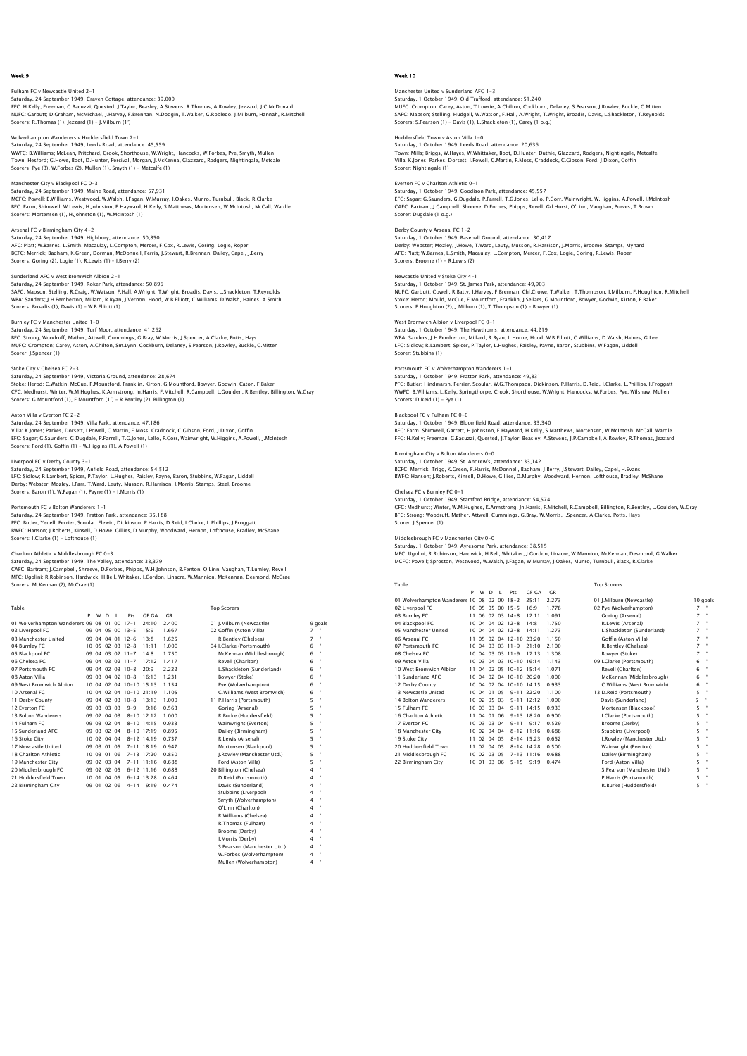## Week 9

Fulham FC v Newcastle United 2-1
Saturday, 24 September 1949, Craven Cottage, attendance: 39,000
FFC: H.Kelly; Freeman, G.Bacuzzi, Quested, J.Taylor, Beasley, A.Stevens, R.Thomas, A.Rowley, Jezzard, J.C.McDonald
NUFC: Garbutt; D.Graham, McMichael, J.Harvey, F.Brennan, N.Dodgin, T.Walker, G.Robledo, J.Milburn, Hannah, R.Mitchell
Scorers: R.Thomas (1), Jezzard (1) – J.Milburn (1')

Wolverhampton Wanderers v Huddersfield Town 7-1
Saturday, 24 September 1949, Leeds Road, attendance: 45,559
WWFC: B.Williams; McLean, Pritchard, Crook, Shorthouse, W.Wright, Hancocks, W.Forbes, Pye, Smyth, Mullen
Town: Hesford; G.Howe, Boot, D.Hunter, Percival, Morgan, J.McKenna, Glazzard, Rodgers, Nightingale, Metcalfe
Scorers: Pye (3), W.Forbes (2), Mullen (1), Smyth (1) – Metcalfe (1)

Manchester City v Blackpool FC 0-3
Saturday, 24 September 1949, Maine Road, attendance: 57,931
MCFC: Powell; E.Williams, Westwood, W.Walsh, J.Fagan, W.Murray, J.Oakes, Munro, Turnbull, Black, R.Clarke
BFC: Farm; Shimwell, W.Lewis, H.Johnston, E.Hayward, H.Kelly, S.Matthews, Mortensen, W.McIntosh, McCall, Wardle
Scorers: Mortensen (1), H.Johnston (1), W.McIntosh (1)

Arsenal FC v Birmingham City 4-2
Saturday, 24 September 1949, Highbury, attendance: 50,850
AFC: Platt; W.Barnes, L.Smith, Macaulay, L.Compton, Mercer, F.Cox, R.Lewis, Goring, Logie, Roper
BCFC: Merrick; Badham, K.Green, Dorman, McDonnell, Ferris, J.Stewart, R.Brennan, Dailey, Capel, J.Berry
Scorers: Goring (2), Logie (1), R.Lewis (1) – J.Berry (2)

Sunderland AFC v West Bromwich Albion 2-1
Saturday, 24 September 1949, Roker Park, attendance: 50,896
SAFC: Mapson; Stelling, R.Craig, W.Watson, F.Hall, A.Wright, T.Wright, Broadis, Davis, L.Shackleton, T.Reynolds
WBA: Sanders; J.H.Pemberton, Millard, R.Ryan, J.Vernon, Hood, W.B.Elliott, C.Williams, D.Walsh, Haines, A.Smith
Scorers: Broadis (1), Davis (1) – W.B.Elliott (1)

Burnley FC v Manchester United 1-0
Saturday, 24 September 1949, Turf Moor, attendance: 41,262
BFC: Strong; Woodruff, Mather, Attwell, Cummings, G.Bray, W.Morris, J.Spencer, A.Clarke, Potts, Hays
MUFC: Crompton; Carey, Aston, A.Chilton, Sm.Lynn, Cockburn, Delaney, S.Pearson, J.Rowley, Buckle, C.Mitten
Scorer: J.Spencer (1)

Stoke City v Chelsea FC 2-3
Saturday, 24 September 1949, Victoria Ground, attendance: 28,674
Stoke: Herod; C.Watkin, McCue, F.Mountford, Franklin, Kirton, G.Mountford, Bowyer, Godwin, Caton, F.Baker
CFC: Medhurst; Winter, W.M.Hughes, K.Armstrong, Jn.Harris, F.Mitchell, R.Campbell, L.Goulden, R.Bentley, Billington, W.Gray
Scorers: G.Mountford (1), F.Mountford (1') – R.Bentley (2), Billington (1)

Aston Villa v Everton FC 2-2
Saturday, 24 September 1949, Villa Park, attendance: 47,186
Villa: K.Jones; Parkes, Dorsett, I.Powell, C.Martin, F.Moss, Craddock, C.Gibson, Ford, J.Dixon, Goffin
EFC: Sagar; G.Saunders, G.Dugdale, P.Farrell, T.G.Jones, Lello, P.Corr, Wainwright, W.Higgins, A.Powell, J.McIntosh
Scorers: Ford (1), Goffin (1) – W.Higgins (1), A.Powell (1)

Liverpool FC v Derby County 3-1
Saturday, 24 September 1949, Anfield Road, attendance: 54,512
LFC: Sidlow; R.Lambert, Spicer, P.Taylor, L.Hughes, Paisley, Payne, Baron, Stubbins, W.Fagan, Liddell
Derby: Webster; Mozley, J.Parr, T.Ward, Leuty, Musson, R.Harrison, J.Morris, Stamps, Steel, Broome
Scorers: Baron (1), W.Fagan (1), Payne (1) – J.Morris (1)

Portsmouth FC v Bolton Wanderers 1-1
Saturday, 24 September 1949, Fratton Park, attendance: 35,188
PFC: Butler; Yeuell, Ferrier, Scoular, Flewin, Dickinson, P.Harris, D.Reid, I.Clarke, L.Phillips, J.Froggatt
BWFC: Hanson; J.Roberts, Kinsell, D.Howe, Gillies, D.Murphy, Woodward, Hernon, Lofthouse, Bradley, McShane
Scorers: I.Clarke (1) – Lofthouse (1)

Charlton Athletic v Middlesbrough FC 0-3
Saturday, 24 September 1949, The Valley, attendance: 33,379
CAFC: Bartram; J.Campbell, Shreeve, D.Forbes, Phipps, W.H.Johnson, B.Fenton, O'Linn, Vaughan, T.Lumley, Revell
MFC: Ugolini; R.Robinson, Hardwick, H.Bell, Whitaker, J.Gordon, Linacre, W.Mannion, McKennan, Desmond, McCrae
Scorers: McKennan (2), McCrae (1)

Table

| | P | W | D | L | Pts | GF GA | GR |
|---|---|---|---|---|---|---|---|
| 01 Wolverhampton Wanderers | 09 | 08 | 01 | 00 | 17-1 | 24:10 | 2.400 |
| 02 Liverpool FC | 09 | 04 | 05 | 00 | 13-5 | 15:9 | 1.667 |
| 03 Manchester United | 09 | 04 | 04 | 01 | 12-6 | 13:8 | 1.625 |
| 04 Burnley FC | 10 | 05 | 02 | 03 | 12-8 | 11:11 | 1.000 |
| 05 Blackpool FC | 09 | 04 | 03 | 02 | 11-7 | 14:8 | 1.750 |
| 06 Chelsea FC | 09 | 04 | 03 | 02 | 11-7 | 17:12 | 1.417 |
| 07 Portsmouth FC | 09 | 04 | 02 | 03 | 10-8 | 20:9 | 2.222 |
| 08 Aston Villa | 09 | 03 | 04 | 02 | 10-8 | 16:13 | 1.231 |
| 09 West Bromwich Albion | 10 | 04 | 02 | 04 | 10-10 | 15:13 | 1.154 |
| 10 Arsenal FC | 10 | 04 | 02 | 04 | 10-10 | 21:19 | 1.105 |
| 11 Derby County | 09 | 04 | 02 | 03 | 10-8 | 13:13 | 1.000 |
| 12 Everton FC | 09 | 03 | 03 | 03 | 9-9 | 9:16 | 0.563 |
| 13 Bolton Wanderers | 09 | 02 | 04 | 03 | 8-10 | 12:12 | 1.000 |
| 14 Fulham FC | 09 | 03 | 02 | 04 | 8-10 | 14:15 | 0.933 |
| 15 Sunderland AFC | 09 | 03 | 02 | 04 | 8-10 | 17:19 | 0.895 |
| 16 Stoke City | 10 | 02 | 04 | 04 | 8-12 | 14:19 | 0.737 |
| 17 Newcastle United | 09 | 03 | 01 | 05 | 7-11 | 18:19 | 0.947 |
| 18 Charlton Athletic | 10 | 03 | 01 | 06 | 7-13 | 17:20 | 0.850 |
| 19 Manchester City | 09 | 02 | 03 | 04 | 7-11 | 11:16 | 0.688 |
| 20 Middlesbrough FC | 09 | 02 | 02 | 05 | 6-12 | 11:16 | 0.688 |
| 21 Huddersfield Town | 10 | 01 | 04 | 05 | 6-14 | 13:28 | 0.464 |
| 22 Birmingham City | 09 | 01 | 02 | 06 | 4-14 | 9:19 | 0.474 |

Top Scorers

| | |
|---|---|
| 01 J.Milburn (Newcastle) | 9 goals |
| 02 Goffin (Aston Villa) | 7 " |
| R.Bentley (Chelsea) | 7 " |
| 04 I.Clarke (Portsmouth) | 6 " |
| McKennan (Middlesbrough) | 6 " |
| Revell (Charlton) | 6 " |
| L.Shackleton (Sunderland) | 6 " |
| Bowyer (Stoke) | 6 " |
| Pye (Wolverhampton) | 6 " |
| C.Williams (West Bromwich) | 6 " |
| 11 P.Harris (Portsmouth) | 5 " |
| Goring (Arsenal) | 5 " |
| R.Burke (Huddersfield) | 5 " |
| Wainwright (Everton) | 5 " |
| Dailey (Birmingham) | 5 " |
| R.Lewis (Arsenal) | 5 " |
| Mortensen (Blackpool) | 5 " |
| J.Rowley (Manchester Utd.) | 5 " |
| Ford (Aston Villa) | 5 " |
| 20 Billington (Chelsea) | 4 " |
| D.Reid (Portsmouth) | 4 " |
| Davis (Sunderland) | 4 " |
| Stubbins (Liverpool) | 4 " |
| Smyth (Wolverhampton) | 4 " |
| O'Linn (Charlton) | 4 " |
| R.Williams (Chelsea) | 4 " |
| R.Thomas (Fulham) | 4 " |
| Broome (Derby) | 4 " |
| J.Morris (Derby) | 4 " |
| S.Pearson (Manchester Utd.) | 4 " |
| W.Forbes (Wolverhampton) | 4 " |
| Mullen (Wolverhampton) | 4 " |

## Week 10

Manchester United v Sunderland AFC 1-3
Saturday, 1 October 1949, Old Trafford, attendance: 51,240
MUFC: Crompton; Carey, Aston, T.Lowrie, A.Chilton, Cockburn, Delaney, S.Pearson, J.Rowley, Buckle, C.Mitten
SAFC: Mapson; Stelling, Hudgell, W.Watson, F.Hall, A.Wright, T.Wright, Broadis, Davis, L.Shackleton, T.Reynolds
Scorers: S.Pearson (1) – Davis (1), L.Shackleton (1), Carey (1 o.g.)

Huddersfield Town v Aston Villa 1-0
Saturday, 1 October 1949, Leeds Road, attendance: 20,636
Town: Mills; Briggs, W.Hayes, W.Whittaker, Boot, D.Hunter, Duthie, Glazzard, Rodgers, Nightingale, Metcalfe
Villa: K.Jones; Parkes, Dorsett, I.Powell, C.Martin, F.Moss, Craddock, C.Gibson, Ford, J.Dixon, Goffin
Scorer: Nightingale (1)

Everton FC v Charlton Athletic 0-1
Saturday, 1 October 1949, Goodison Park, attendance: 45,557
EFC: Sagar; G.Saunders, G.Dugdale, P.Farrell, T.G.Jones, Lello, P.Corr, Wainwright, W.Higgins, A.Powell, J.McIntosh
CAFC: Bartram; J.Campbell, Shreeve, D.Forbes, Phipps, Revell, Gd.Hurst, O'Linn, Vaughan, Purves, T.Brown
Scorer: Dugdale (1 o.g.)

Derby County v Arsenal FC 1-2
Saturday, 1 October 1949, Baseball Ground, attendance: 30,417
Derby: Webster; Mozley, J.Howe, T.Ward, Leuty, Musson, R.Harrison, J.Morris, Broome, Stamps, Mynard
AFC: Platt; W.Barnes, L.Smith, Macaulay, L.Compton, Mercer, F.Cox, Logie, Goring, R.Lewis, Roper
Scorers: Broome (1) – R.Lewis (2)

Newcastle United v Stoke City 4-1
Saturday, 1 October 1949, St. James Park, attendance: 49,903
NUFC: Garbutt; Cowell, R.Batty, J.Harvey, F.Brennan, Chl.Crowe, T.Walker, T.Thompson, J.Milburn, F.Houghton, R.Mitchell
Stoke: Herod; Mould, McCue, F.Mountford, Franklin, J.Sellars, G.Mountford, Bowyer, Godwin, Kirton, F.Baker
Scorers: F.Houghton (2), J.Milburn (1), T.Thompson (1) – Bowyer (1)

West Bromwich Albion v Liverpool FC 0-1
Saturday, 1 October 1949, The Hawthorns, attendance: 44,219
WBA: Sanders; J.H.Pemberton, Millard, R.Ryan, L.Horne, Hood, W.B.Elliott, C.Williams, D.Walsh, Haines, G.Lee
LFC: Sidlow; R.Lambert, Spicer, P.Taylor, L.Hughes, Paisley, Payne, Baron, Stubbins, W.Fagan, Liddell
Scorer: Stubbins (1)

Portsmouth FC v Wolverhampton Wanderers 1-1
Saturday, 1 October 1949, Fratton Park, attendance: 49,831
PFC: Butler; Hindmarsh, Ferrier, Scoular, W.G.Thompson, Dickinson, P.Harris, D.Reid, I.Clarke, L.Phillips, J.Froggatt
WWFC: B.Williams; L.Kelly, Springthorpe, Crook, Shorthouse, W.Wright, Hancocks, W.Forbes, Pye, Wilshaw, Mullen
Scorers: D.Reid (1) – Pye (1)

Blackpool FC v Fulham FC 0-0
Saturday, 1 October 1949, Bloomfield Road, attendance: 33,340
BFC: Farm; Shimwell, Garrett, H.Johnston, E.Hayward, H.Kelly, S.Matthews, Mortensen, W.McIntosh, McCall, Wardle
FFC: H.Kelly; Freeman, G.Bacuzzi, Quested, J.Taylor, Beasley, A.Stevens, J.P.Campbell, A.Rowley, R.Thomas, Jezzard

Birmingham City v Bolton Wanderers 0-0
Saturday, 1 October 1949, St. Andrew's, attendance: 33,142
BCFC: Merrick; Trigg, K.Green, F.Harris, McDonnell, Badham, J.Berry, J.Stewart, Dailey, Capel, H.Evans
BWFC: Hanson; J.Roberts, Kinsell, D.Howe, Gillies, D.Murphy, Woodward, Hernon, Lofthouse, Bradley, McShane

Chelsea FC v Burnley FC 0-1
Saturday, 1 October 1949, Stamford Bridge, attendance: 54,574
CFC: Medhurst; Winter, W.M.Hughes, K.Armstrong, Jn.Harris, F.Mitchell, R.Campbell, Billington, R.Bentley, L.Goulden, W.Gray
BFC: Strong; Woodruff, Mather, Attwell, Cummings, G.Bray, W.Morris, J.Spencer, A.Clarke, Potts, Hays
Scorer: J.Spencer (1)

Middlesbrough FC v Manchester City 0-0
Saturday, 1 October 1949, Ayresome Park, attendance: 38,515
MFC: Ugolini; R.Robinson, Hardwick, H.Bell, Whitaker, J.Gordon, Linacre, W.Mannion, McKennan, Desmond, G.Walker
MCFC: Powell; Sproston, Westwood, W.Walsh, J.Fagan, W.Murray, J.Oakes, Munro, Turnbull, Black, R.Clarke

Table

| | P | W | D | L | Pts | GF GA | GR |
|---|---|---|---|---|---|---|---|
| 01 Wolverhampton Wanderers | 10 | 08 | 02 | 00 | 18-2 | 25:11 | 2.273 |
| 02 Liverpool FC | 10 | 05 | 05 | 00 | 15-5 | 16:9 | 1.778 |
| 03 Burnley FC | 11 | 06 | 02 | 03 | 14-8 | 12:11 | 1.091 |
| 04 Blackpool FC | 10 | 04 | 04 | 02 | 12-8 | 14:8 | 1.750 |
| 05 Manchester United | 10 | 04 | 04 | 02 | 12-8 | 14:11 | 1.273 |
| 06 Arsenal FC | 11 | 05 | 02 | 04 | 12-10 | 23:20 | 1.150 |
| 07 Portsmouth FC | 10 | 04 | 03 | 03 | 11-9 | 21:10 | 2.100 |
| 08 Chelsea FC | 10 | 04 | 03 | 03 | 11-9 | 17:13 | 1.308 |
| 09 Aston Villa | 10 | 03 | 04 | 03 | 10-10 | 16:14 | 1.143 |
| 10 West Bromwich Albion | 11 | 04 | 02 | 05 | 10-12 | 15:14 | 1.071 |
| 11 Sunderland AFC | 10 | 04 | 02 | 04 | 10-10 | 20:20 | 1.000 |
| 12 Derby County | 10 | 04 | 02 | 04 | 10-10 | 14:15 | 0.933 |
| 13 Newcastle United | 10 | 04 | 01 | 05 | 9-11 | 22:20 | 1.100 |
| 14 Bolton Wanderers | 10 | 02 | 05 | 03 | 9-11 | 12:12 | 1.000 |
| 15 Fulham FC | 10 | 03 | 03 | 04 | 9-11 | 14:15 | 0.933 |
| 16 Charlton Athletic | 11 | 04 | 01 | 06 | 9-13 | 18:20 | 0.900 |
| 17 Everton FC | 10 | 03 | 03 | 04 | 9-11 | 9:17 | 0.529 |
| 18 Manchester City | 10 | 02 | 04 | 04 | 8-12 | 11:16 | 0.688 |
| 19 Stoke City | 11 | 02 | 04 | 05 | 8-14 | 15:23 | 0.652 |
| 20 Huddersfield Town | 11 | 02 | 04 | 05 | 8-14 | 14:28 | 0.500 |
| 21 Middlesbrough FC | 10 | 02 | 03 | 05 | 7-13 | 11:16 | 0.688 |
| 22 Birmingham City | 10 | 01 | 03 | 06 | 5-15 | 9:19 | 0.474 |

Top Scorers

| | |
|---|---|
| 01 J.Milburn (Newcastle) | 10 goals |
| 02 Pye (Wolverhampton) | 7 " |
| Goring (Arsenal) | 7 " |
| R.Lewis (Arsenal) | 7 " |
| L.Shackleton (Sunderland) | 7 " |
| R.Bentley (Chelsea) | 7 " |
| Bowyer (Stoke) | 7 " |
| Goffin (Aston Villa) | 7 " |
| 09 I.Clarke (Portsmouth) | 6 " |
| Revell (Charlton) | 6 " |
| McKennan (Middlesbrough) | 6 " |
| C.Williams (West Bromwich) | 6 " |
| 13 D.Reid (Portsmouth) | 5 " |
| Davis (Sunderland) | 5 " |
| Mortensen (Blackpool) | 5 " |
| I.Clarke (Portsmouth) | 5 " |
| Broome (Derby) | 5 " |
| Stubbins (Liverpool) | 5 " |
| J.Rowley (Manchester Utd.) | 5 " |
| Dailey (Birmingham) | 5 " |
| Ford (Aston Villa) | 5 " |
| Wainwright (Everton) | 5 " |
| S.Pearson (Manchester Utd.) | 5 " |
| P.Harris (Portsmouth) | 5 " |
| R.Burke (Huddersfield) | 5 " |